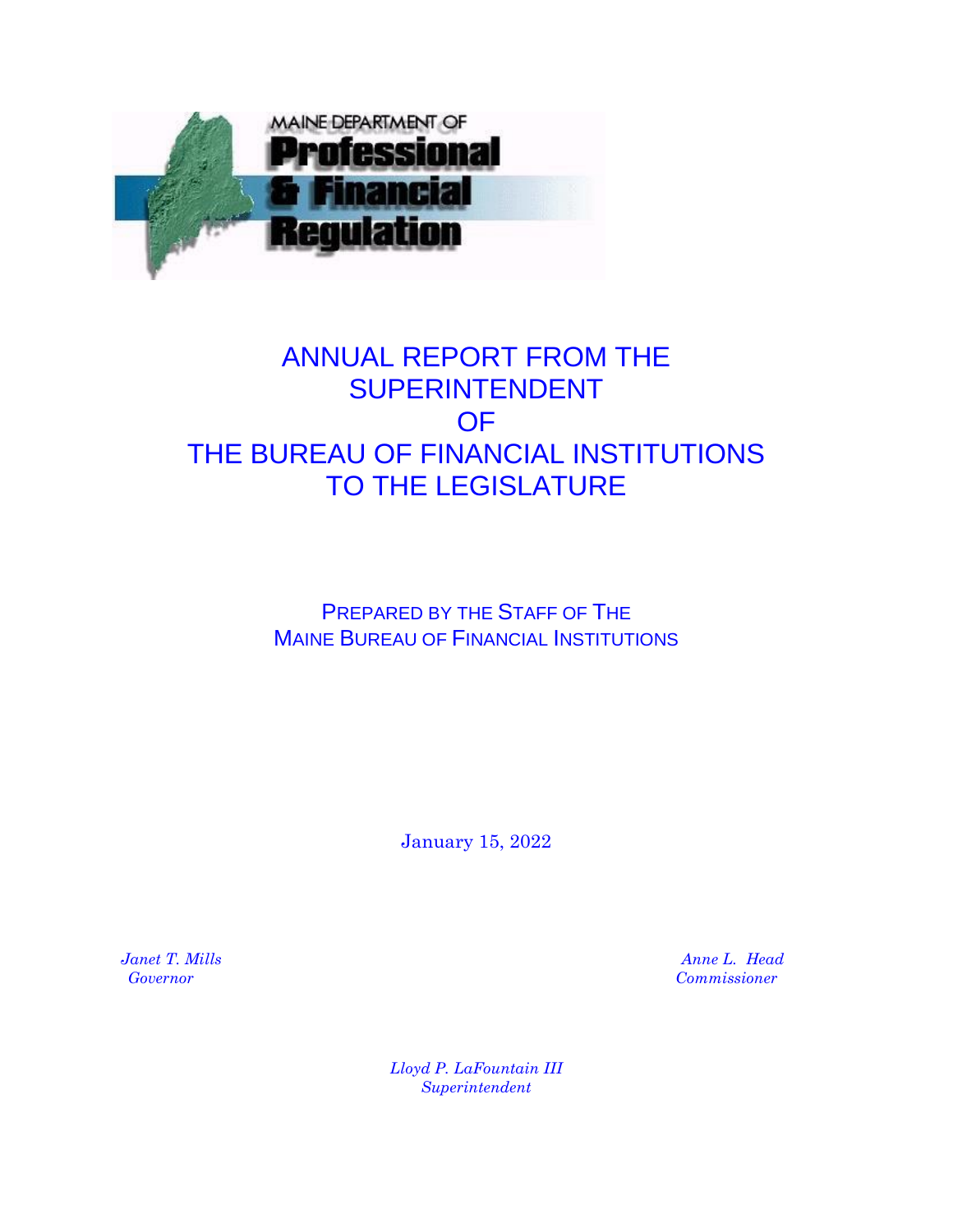MAINE DEPARTMENT OF
**Professional & Financial Regulation**

# ANNUAL REPORT FROM THE SUPERINTENDENT OF THE BUREAU OF FINANCIAL INSTITUTIONS TO THE LEGISLATURE

PREPARED BY THE STAFF OF THE MAINE BUREAU OF FINANCIAL INSTITUTIONS

January 15, 2022

*Janet T. Mills*
*Governor*

*Anne L. Head*
*Commissioner*

*Lloyd P. LaFountain III*
*Superintendent*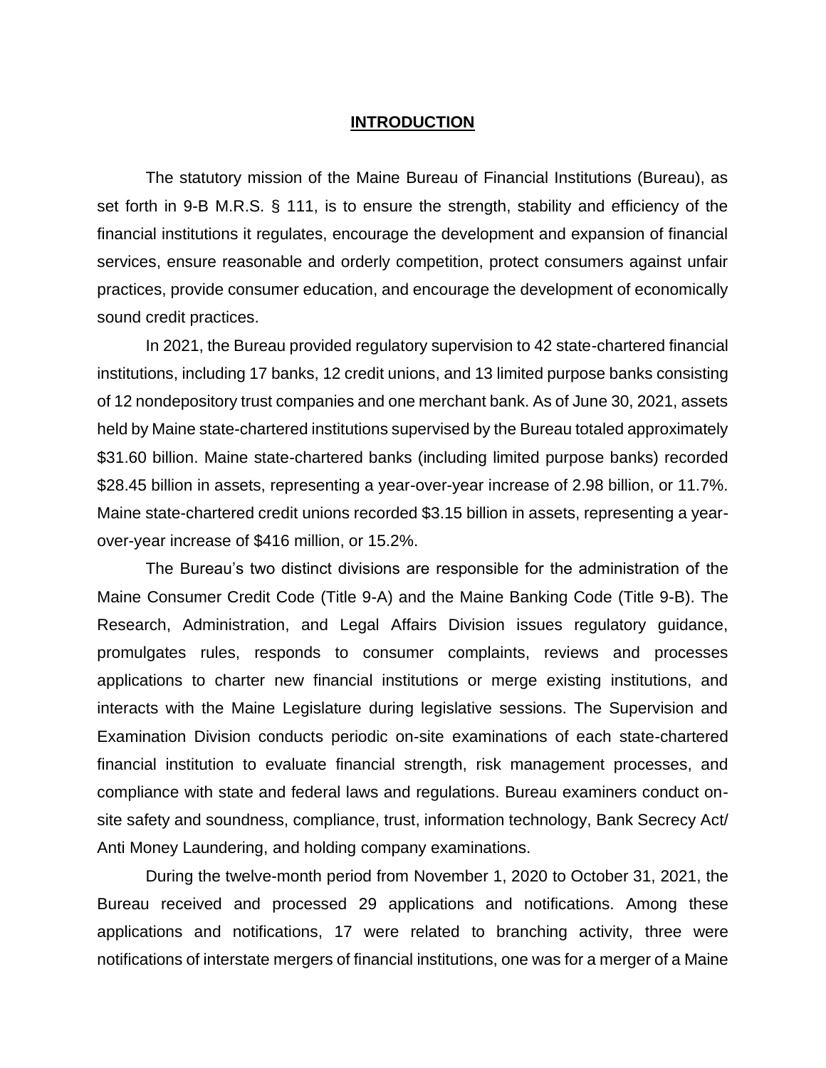# INTRODUCTION

The statutory mission of the Maine Bureau of Financial Institutions (Bureau), as set forth in 9-B M.R.S. § 111, is to ensure the strength, stability and efficiency of the financial institutions it regulates, encourage the development and expansion of financial services, ensure reasonable and orderly competition, protect consumers against unfair practices, provide consumer education, and encourage the development of economically sound credit practices.

In 2021, the Bureau provided regulatory supervision to 42 state-chartered financial institutions, including 17 banks, 12 credit unions, and 13 limited purpose banks consisting of 12 nondepository trust companies and one merchant bank. As of June 30, 2021, assets held by Maine state-chartered institutions supervised by the Bureau totaled approximately $31.60 billion. Maine state-chartered banks (including limited purpose banks) recorded $28.45 billion in assets, representing a year-over-year increase of 2.98 billion, or 11.7%. Maine state-chartered credit unions recorded $3.15 billion in assets, representing a year-over-year increase of $416 million, or 15.2%.

The Bureau's two distinct divisions are responsible for the administration of the Maine Consumer Credit Code (Title 9-A) and the Maine Banking Code (Title 9-B). The Research, Administration, and Legal Affairs Division issues regulatory guidance, promulgates rules, responds to consumer complaints, reviews and processes applications to charter new financial institutions or merge existing institutions, and interacts with the Maine Legislature during legislative sessions. The Supervision and Examination Division conducts periodic on-site examinations of each state-chartered financial institution to evaluate financial strength, risk management processes, and compliance with state and federal laws and regulations. Bureau examiners conduct on-site safety and soundness, compliance, trust, information technology, Bank Secrecy Act/ Anti Money Laundering, and holding company examinations.

During the twelve-month period from November 1, 2020 to October 31, 2021, the Bureau received and processed 29 applications and notifications. Among these applications and notifications, 17 were related to branching activity, three were notifications of interstate mergers of financial institutions, one was for a merger of a Maine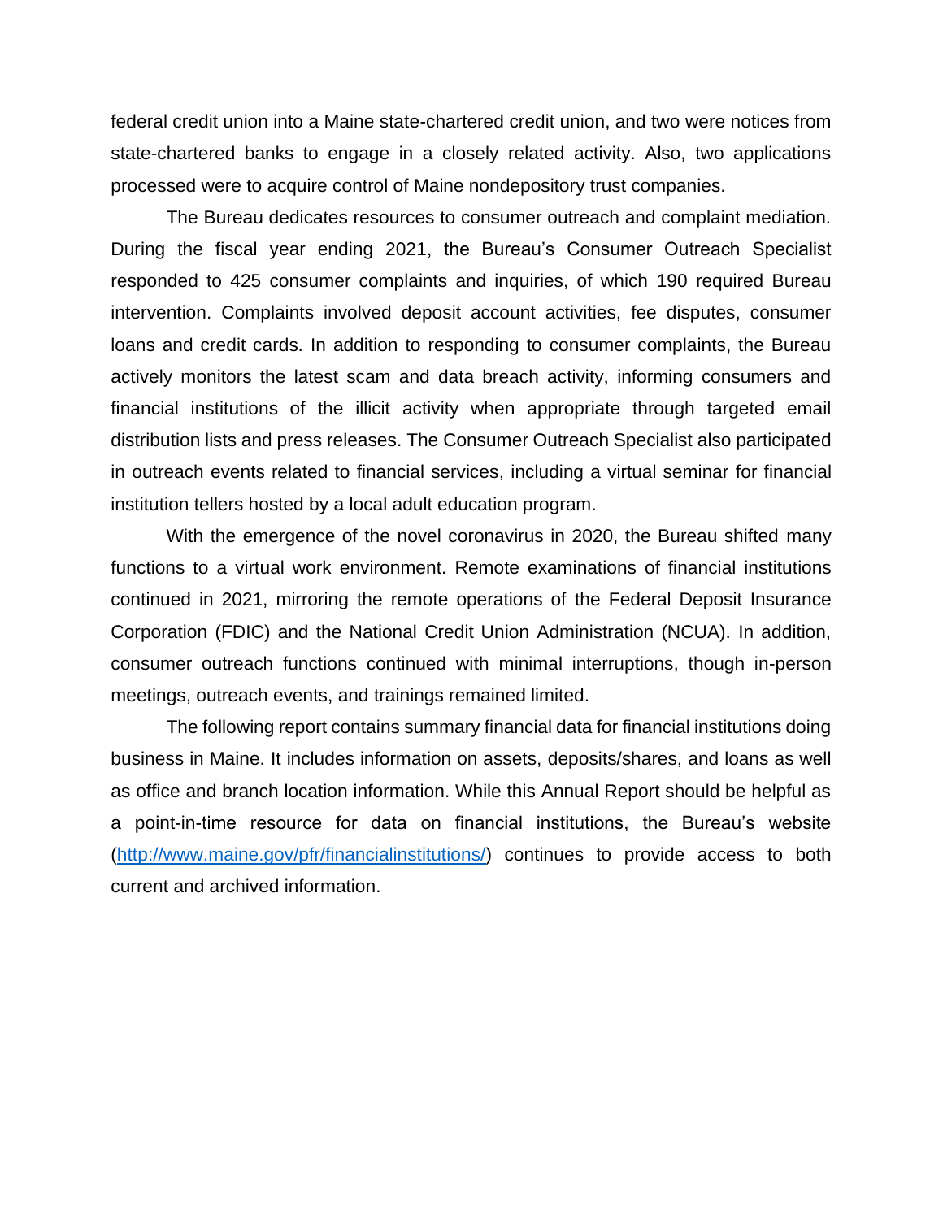federal credit union into a Maine state-chartered credit union, and two were notices from state-chartered banks to engage in a closely related activity. Also, two applications processed were to acquire control of Maine nondepository trust companies.

The Bureau dedicates resources to consumer outreach and complaint mediation. During the fiscal year ending 2021, the Bureau's Consumer Outreach Specialist responded to 425 consumer complaints and inquiries, of which 190 required Bureau intervention. Complaints involved deposit account activities, fee disputes, consumer loans and credit cards. In addition to responding to consumer complaints, the Bureau actively monitors the latest scam and data breach activity, informing consumers and financial institutions of the illicit activity when appropriate through targeted email distribution lists and press releases. The Consumer Outreach Specialist also participated in outreach events related to financial services, including a virtual seminar for financial institution tellers hosted by a local adult education program.

With the emergence of the novel coronavirus in 2020, the Bureau shifted many functions to a virtual work environment. Remote examinations of financial institutions continued in 2021, mirroring the remote operations of the Federal Deposit Insurance Corporation (FDIC) and the National Credit Union Administration (NCUA). In addition, consumer outreach functions continued with minimal interruptions, though in-person meetings, outreach events, and trainings remained limited.

The following report contains summary financial data for financial institutions doing business in Maine. It includes information on assets, deposits/shares, and loans as well as office and branch location information. While this Annual Report should be helpful as a point-in-time resource for data on financial institutions, the Bureau's website ([http://www.maine.gov/pfr/financialinstitutions/](http://www.maine.gov/pfr/financialinstitutions/)) continues to provide access to both current and archived information.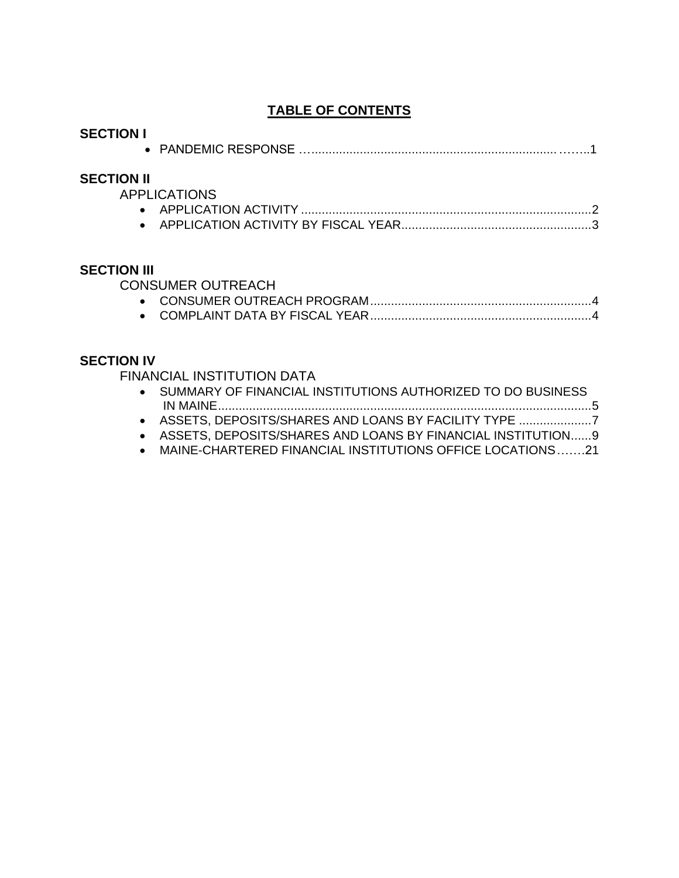# TABLE OF CONTENTS

**SECTION I**

- PANDEMIC RESPONSE ……....................................................................……..1

**SECTION II**

APPLICATIONS

- APPLICATION ACTIVITY ....................................................................................2
- APPLICATION ACTIVITY BY FISCAL YEAR.......................................................3

**SECTION III**

CONSUMER OUTREACH

- CONSUMER OUTREACH PROGRAM................................................................4
- COMPLAINT DATA BY FISCAL YEAR................................................................4

**SECTION IV**

FINANCIAL INSTITUTION DATA

- SUMMARY OF FINANCIAL INSTITUTIONS AUTHORIZED TO DO BUSINESS IN MAINE............................................................................................................5
- ASSETS, DEPOSITS/SHARES AND LOANS BY FACILITY TYPE .....................7
- ASSETS, DEPOSITS/SHARES AND LOANS BY FINANCIAL INSTITUTION......9
- MAINE-CHARTERED FINANCIAL INSTITUTIONS OFFICE LOCATIONS…….21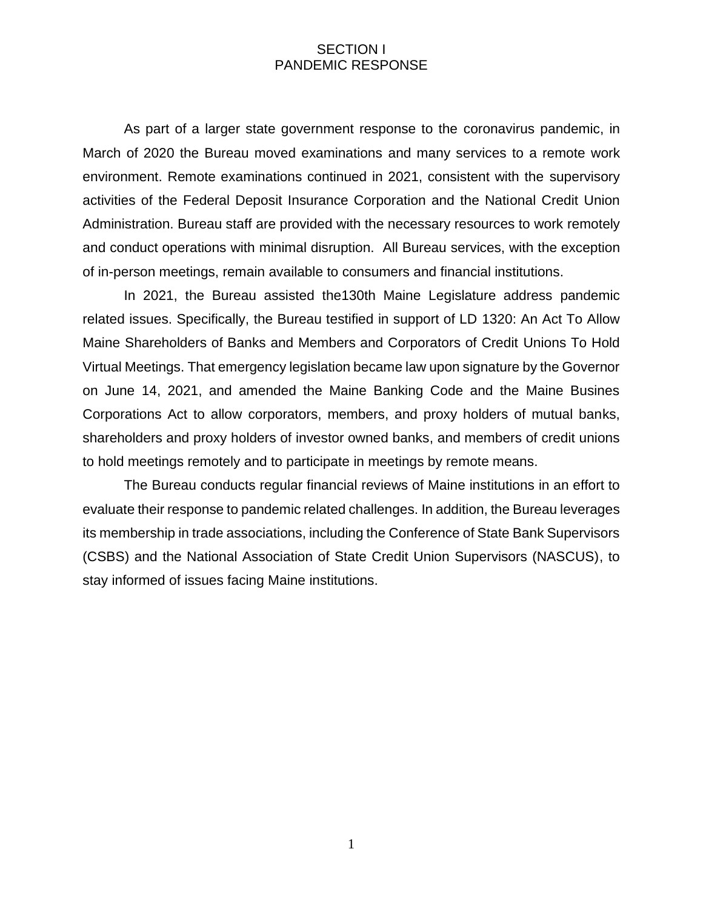# SECTION I
# PANDEMIC RESPONSE

As part of a larger state government response to the coronavirus pandemic, in March of 2020 the Bureau moved examinations and many services to a remote work environment. Remote examinations continued in 2021, consistent with the supervisory activities of the Federal Deposit Insurance Corporation and the National Credit Union Administration. Bureau staff are provided with the necessary resources to work remotely and conduct operations with minimal disruption. All Bureau services, with the exception of in-person meetings, remain available to consumers and financial institutions.

In 2021, the Bureau assisted the130th Maine Legislature address pandemic related issues. Specifically, the Bureau testified in support of LD 1320: An Act To Allow Maine Shareholders of Banks and Members and Corporators of Credit Unions To Hold Virtual Meetings. That emergency legislation became law upon signature by the Governor on June 14, 2021, and amended the Maine Banking Code and the Maine Busines Corporations Act to allow corporators, members, and proxy holders of mutual banks, shareholders and proxy holders of investor owned banks, and members of credit unions to hold meetings remotely and to participate in meetings by remote means.

The Bureau conducts regular financial reviews of Maine institutions in an effort to evaluate their response to pandemic related challenges. In addition, the Bureau leverages its membership in trade associations, including the Conference of State Bank Supervisors (CSBS) and the National Association of State Credit Union Supervisors (NASCUS), to stay informed of issues facing Maine institutions.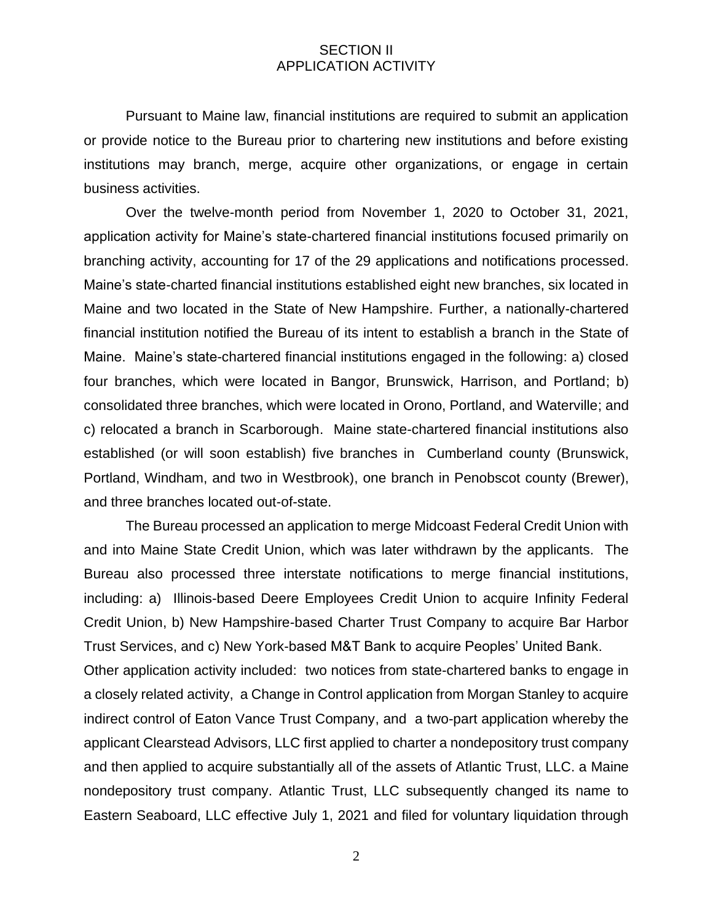# SECTION II
# APPLICATION ACTIVITY

Pursuant to Maine law, financial institutions are required to submit an application or provide notice to the Bureau prior to chartering new institutions and before existing institutions may branch, merge, acquire other organizations, or engage in certain business activities.

Over the twelve-month period from November 1, 2020 to October 31, 2021, application activity for Maine's state-chartered financial institutions focused primarily on branching activity, accounting for 17 of the 29 applications and notifications processed. Maine's state-charted financial institutions established eight new branches, six located in Maine and two located in the State of New Hampshire. Further, a nationally-chartered financial institution notified the Bureau of its intent to establish a branch in the State of Maine. Maine's state-chartered financial institutions engaged in the following: a) closed four branches, which were located in Bangor, Brunswick, Harrison, and Portland; b) consolidated three branches, which were located in Orono, Portland, and Waterville; and c) relocated a branch in Scarborough. Maine state-chartered financial institutions also established (or will soon establish) five branches in Cumberland county (Brunswick, Portland, Windham, and two in Westbrook), one branch in Penobscot county (Brewer), and three branches located out-of-state.

The Bureau processed an application to merge Midcoast Federal Credit Union with and into Maine State Credit Union, which was later withdrawn by the applicants. The Bureau also processed three interstate notifications to merge financial institutions, including: a) Illinois-based Deere Employees Credit Union to acquire Infinity Federal Credit Union, b) New Hampshire-based Charter Trust Company to acquire Bar Harbor Trust Services, and c) New York-based M&T Bank to acquire Peoples' United Bank.

Other application activity included: two notices from state-chartered banks to engage in a closely related activity, a Change in Control application from Morgan Stanley to acquire indirect control of Eaton Vance Trust Company, and a two-part application whereby the applicant Clearstead Advisors, LLC first applied to charter a nondepository trust company and then applied to acquire substantially all of the assets of Atlantic Trust, LLC. a Maine nondepository trust company. Atlantic Trust, LLC subsequently changed its name to Eastern Seaboard, LLC effective July 1, 2021 and filed for voluntary liquidation through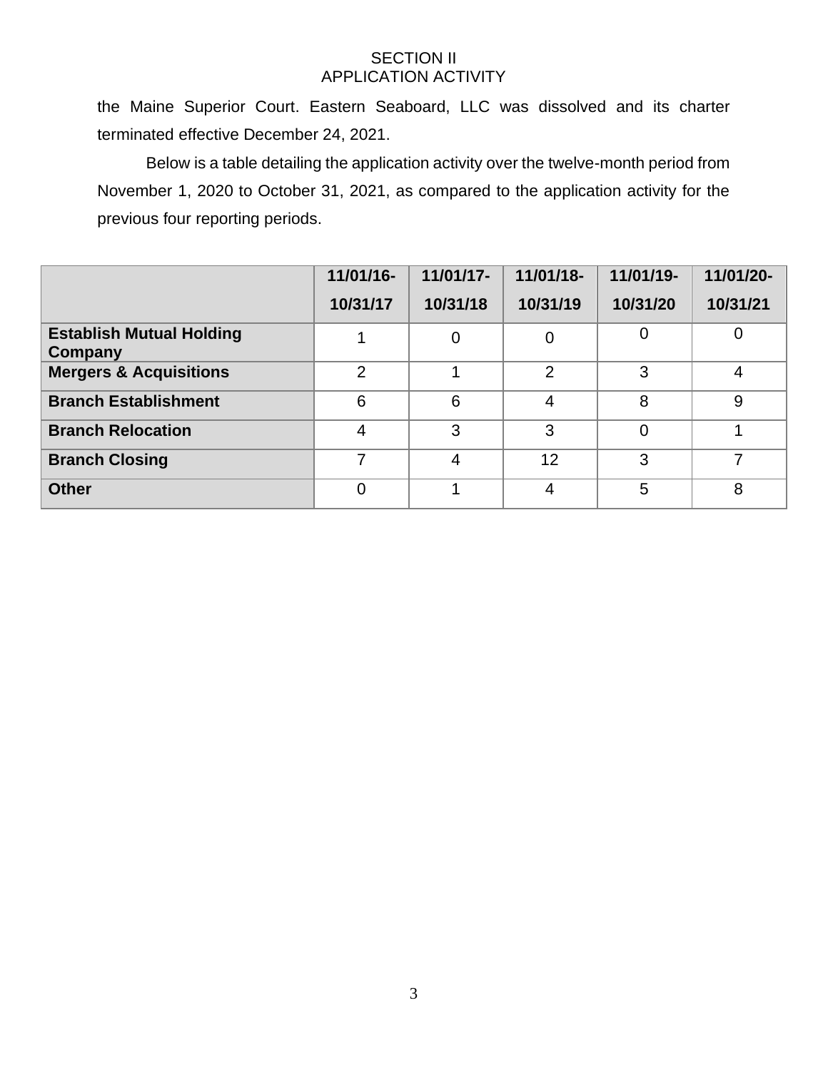the Maine Superior Court. Eastern Seaboard, LLC was dissolved and its charter terminated effective December 24, 2021.

Below is a table detailing the application activity over the twelve-month period from November 1, 2020 to October 31, 2021, as compared to the application activity for the previous four reporting periods.

| | 11/01/16-10/31/17 | 11/01/17-10/31/18 | 11/01/18-10/31/19 | 11/01/19-10/31/20 | 11/01/20-10/31/21 |
|---|---|---|---|---|---|
| **Establish Mutual Holding Company** | 1 | 0 | 0 | 0 | 0 |
| **Mergers & Acquisitions** | 2 | 1 | 2 | 3 | 4 |
| **Branch Establishment** | 6 | 6 | 4 | 8 | 9 |
| **Branch Relocation** | 4 | 3 | 3 | 0 | 1 |
| **Branch Closing** | 7 | 4 | 12 | 3 | 7 |
| **Other** | 0 | 1 | 4 | 5 | 8 |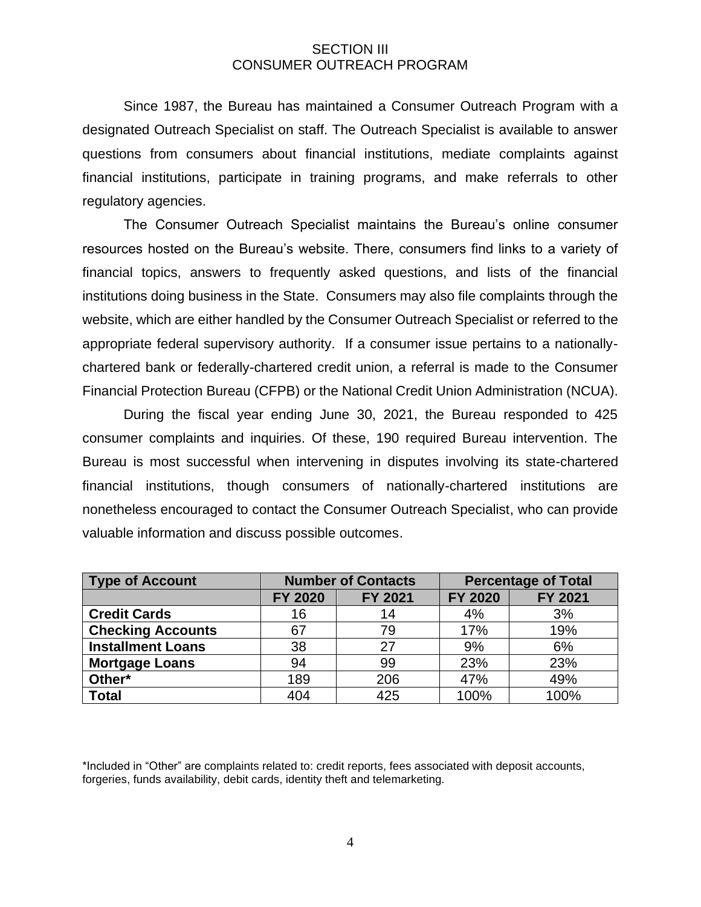# SECTION III
# CONSUMER OUTREACH PROGRAM

Since 1987, the Bureau has maintained a Consumer Outreach Program with a designated Outreach Specialist on staff. The Outreach Specialist is available to answer questions from consumers about financial institutions, mediate complaints against financial institutions, participate in training programs, and make referrals to other regulatory agencies.

The Consumer Outreach Specialist maintains the Bureau's online consumer resources hosted on the Bureau's website. There, consumers find links to a variety of financial topics, answers to frequently asked questions, and lists of the financial institutions doing business in the State. Consumers may also file complaints through the website, which are either handled by the Consumer Outreach Specialist or referred to the appropriate federal supervisory authority. If a consumer issue pertains to a nationally-chartered bank or federally-chartered credit union, a referral is made to the Consumer Financial Protection Bureau (CFPB) or the National Credit Union Administration (NCUA).

During the fiscal year ending June 30, 2021, the Bureau responded to 425 consumer complaints and inquiries. Of these, 190 required Bureau intervention. The Bureau is most successful when intervening in disputes involving its state-chartered financial institutions, though consumers of nationally-chartered institutions are nonetheless encouraged to contact the Consumer Outreach Specialist, who can provide valuable information and discuss possible outcomes.

| Type of Account | Number of Contacts | | Percentage of Total | |
|---|---|---|---|---|
| | FY 2020 | FY 2021 | FY 2020 | FY 2021 |
| **Credit Cards** | 16 | 14 | 4% | 3% |
| **Checking Accounts** | 67 | 79 | 17% | 19% |
| **Installment Loans** | 38 | 27 | 9% | 6% |
| **Mortgage Loans** | 94 | 99 | 23% | 23% |
| **Other*** | 189 | 206 | 47% | 49% |
| **Total** | 404 | 425 | 100% | 100% |

*Included in "Other" are complaints related to: credit reports, fees associated with deposit accounts, forgeries, funds availability, debit cards, identity theft and telemarketing.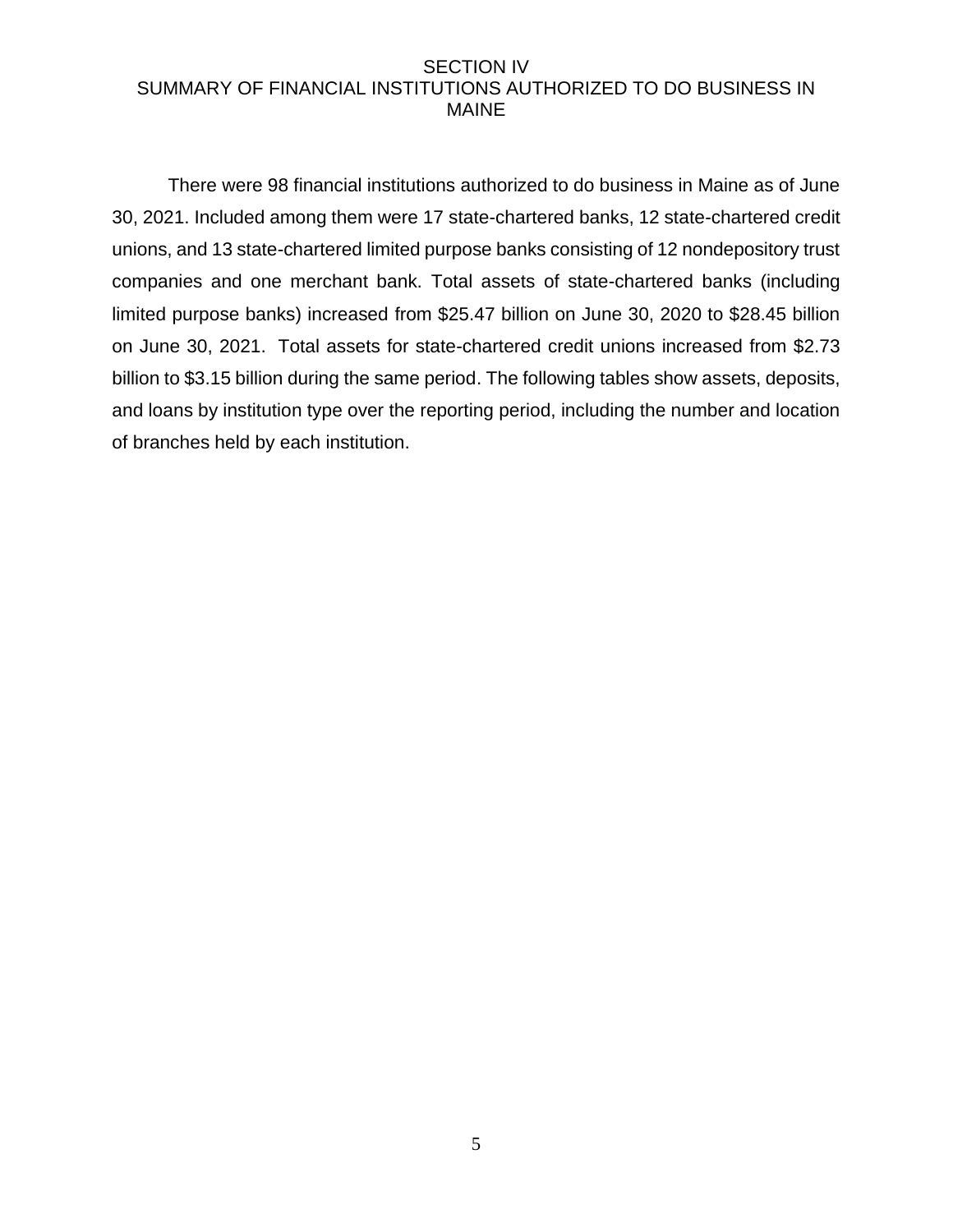# SECTION IV
## SUMMARY OF FINANCIAL INSTITUTIONS AUTHORIZED TO DO BUSINESS IN MAINE

There were 98 financial institutions authorized to do business in Maine as of June 30, 2021. Included among them were 17 state-chartered banks, 12 state-chartered credit unions, and 13 state-chartered limited purpose banks consisting of 12 nondepository trust companies and one merchant bank. Total assets of state-chartered banks (including limited purpose banks) increased from $25.47 billion on June 30, 2020 to $28.45 billion on June 30, 2021. Total assets for state-chartered credit unions increased from $2.73 billion to $3.15 billion during the same period. The following tables show assets, deposits, and loans by institution type over the reporting period, including the number and location of branches held by each institution.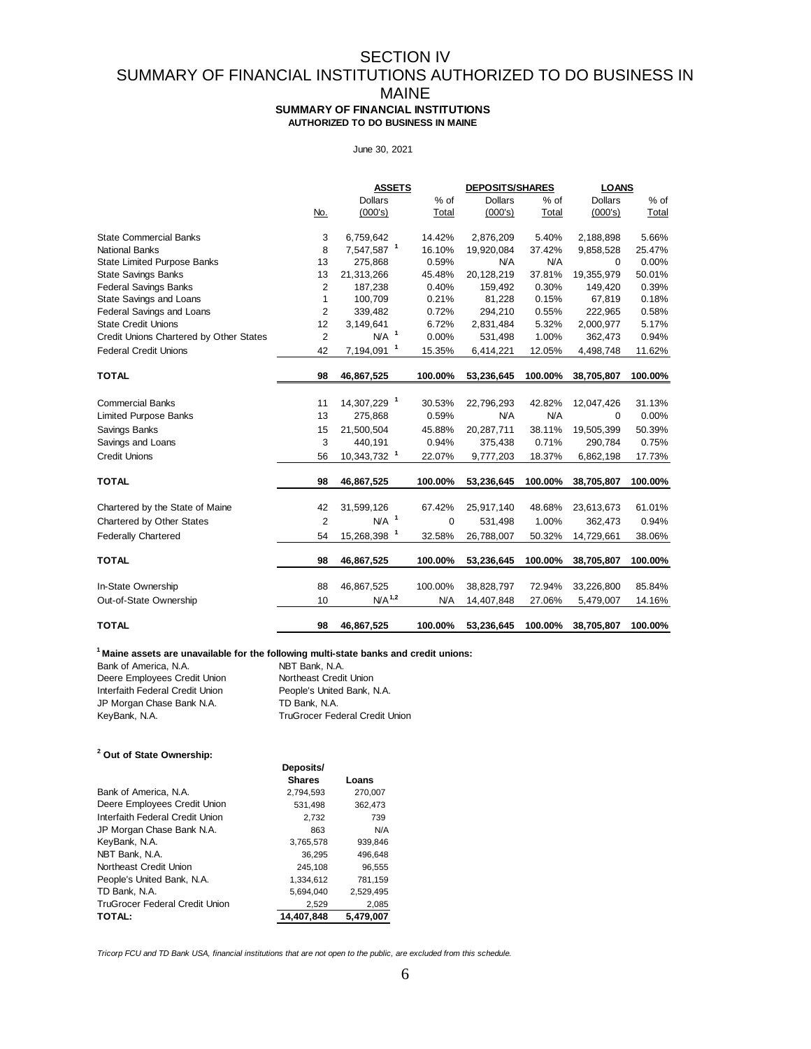# SECTION IV
# SUMMARY OF FINANCIAL INSTITUTIONS AUTHORIZED TO DO BUSINESS IN MAINE

**SUMMARY OF FINANCIAL INSTITUTIONS**
**AUTHORIZED TO DO BUSINESS IN MAINE**

June 30, 2021

| | | ASSETS | | DEPOSITS/SHARES | | LOANS | |
|---|---|---|---|---|---|---|---|
| | No. | Dollars (000's) | % of Total | Dollars (000's) | % of Total | Dollars (000's) | % of Total |
| State Commercial Banks | 3 | 6,759,642 | 14.42% | 2,876,209 | 5.40% | 2,188,898 | 5.66% |
| National Banks | 8 | 7,547,587 [1] | 16.10% | 19,920,084 | 37.42% | 9,858,528 | 25.47% |
| State Limited Purpose Banks | 13 | 275,868 | 0.59% | N/A | N/A | 0 | 0.00% |
| State Savings Banks | 13 | 21,313,266 | 45.48% | 20,128,219 | 37.81% | 19,355,979 | 50.01% |
| Federal Savings Banks | 2 | 187,238 | 0.40% | 159,492 | 0.30% | 149,420 | 0.39% |
| State Savings and Loans | 1 | 100,709 | 0.21% | 81,228 | 0.15% | 67,819 | 0.18% |
| Federal Savings and Loans | 2 | 339,482 | 0.72% | 294,210 | 0.55% | 222,965 | 0.58% |
| State Credit Unions | 12 | 3,149,641 | 6.72% | 2,831,484 | 5.32% | 2,000,977 | 5.17% |
| Credit Unions Chartered by Other States | 2 | N/A [1] | 0.00% | 531,498 | 1.00% | 362,473 | 0.94% |
| Federal Credit Unions | 42 | 7,194,091 [1] | 15.35% | 6,414,221 | 12.05% | 4,498,748 | 11.62% |
| **TOTAL** | **98** | **46,867,525** | **100.00%** | **53,236,645** | **100.00%** | **38,705,807** | **100.00%** |
| Commercial Banks | 11 | 14,307,229 [1] | 30.53% | 22,796,293 | 42.82% | 12,047,426 | 31.13% |
| Limited Purpose Banks | 13 | 275,868 | 0.59% | N/A | N/A | 0 | 0.00% |
| Savings Banks | 15 | 21,500,504 | 45.88% | 20,287,711 | 38.11% | 19,505,399 | 50.39% |
| Savings and Loans | 3 | 440,191 | 0.94% | 375,438 | 0.71% | 290,784 | 0.75% |
| Credit Unions | 56 | 10,343,732 [1] | 22.07% | 9,777,203 | 18.37% | 6,862,198 | 17.73% |
| **TOTAL** | **98** | **46,867,525** | **100.00%** | **53,236,645** | **100.00%** | **38,705,807** | **100.00%** |
| Chartered by the State of Maine | 42 | 31,599,126 | 67.42% | 25,917,140 | 48.68% | 23,613,673 | 61.01% |
| Chartered by Other States | 2 | N/A [1] | 0 | 531,498 | 1.00% | 362,473 | 0.94% |
| Federally Chartered | 54 | 15,268,398 [1] | 32.58% | 26,788,007 | 50.32% | 14,729,661 | 38.06% |
| **TOTAL** | **98** | **46,867,525** | **100.00%** | **53,236,645** | **100.00%** | **38,705,807** | **100.00%** |
| In-State Ownership | 88 | 46,867,525 | 100.00% | 38,828,797 | 72.94% | 33,226,800 | 85.84% |
| Out-of-State Ownership | 10 | N/A [1,2] | N/A | 14,407,848 | 27.06% | 5,479,007 | 14.16% |
| **TOTAL** | **98** | **46,867,525** | **100.00%** | **53,236,645** | **100.00%** | **38,705,807** | **100.00%** |

**[1] Maine assets are unavailable for the following multi-state banks and credit unions:**

| | |
|---|---|
| Bank of America, N.A. | NBT Bank, N.A. |
| Deere Employees Credit Union | Northeast Credit Union |
| Interfaith Federal Credit Union | People's United Bank, N.A. |
| JP Morgan Chase Bank N.A. | TD Bank, N.A. |
| KeyBank, N.A. | TruGrocer Federal Credit Union |

**[2] Out of State Ownership:**

| | Deposits/ Shares | Loans |
|---|---|---|
| Bank of America, N.A. | 2,794,593 | 270,007 |
| Deere Employees Credit Union | 531,498 | 362,473 |
| Interfaith Federal Credit Union | 2,732 | 739 |
| JP Morgan Chase Bank N.A. | 863 | N/A |
| KeyBank, N.A. | 3,765,578 | 939,846 |
| NBT Bank, N.A. | 36,295 | 496,648 |
| Northeast Credit Union | 245,108 | 96,555 |
| People's United Bank, N.A. | 1,334,612 | 781,159 |
| TD Bank, N.A. | 5,694,040 | 2,529,495 |
| TruGrocer Federal Credit Union | 2,529 | 2,085 |
| **TOTAL:** | **14,407,848** | **5,479,007** |

*Tricorp FCU and TD Bank USA, financial institutions that are not open to the public, are excluded from this schedule.*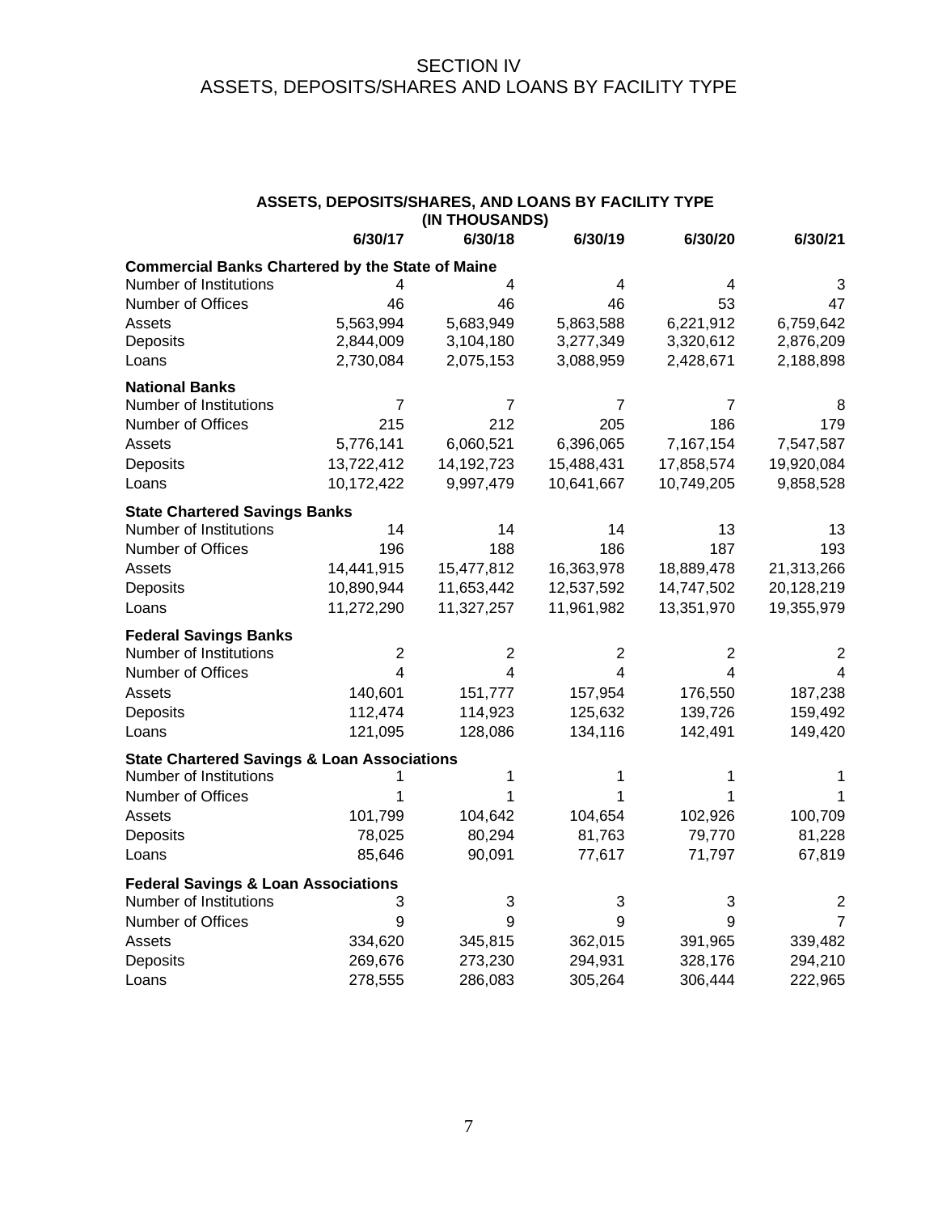# SECTION IV
# ASSETS, DEPOSITS/SHARES AND LOANS BY FACILITY TYPE

**ASSETS, DEPOSITS/SHARES, AND LOANS BY FACILITY TYPE**
**(IN THOUSANDS)**

| | 6/30/17 | 6/30/18 | 6/30/19 | 6/30/20 | 6/30/21 |
|---|---|---|---|---|---|
| **Commercial Banks Chartered by the State of Maine** | | | | | |
| Number of Institutions | 4 | 4 | 4 | 4 | 3 |
| Number of Offices | 46 | 46 | 46 | 53 | 47 |
| Assets | 5,563,994 | 5,683,949 | 5,863,588 | 6,221,912 | 6,759,642 |
| Deposits | 2,844,009 | 3,104,180 | 3,277,349 | 3,320,612 | 2,876,209 |
| Loans | 2,730,084 | 2,075,153 | 3,088,959 | 2,428,671 | 2,188,898 |
| **National Banks** | | | | | |
| Number of Institutions | 7 | 7 | 7 | 7 | 8 |
| Number of Offices | 215 | 212 | 205 | 186 | 179 |
| Assets | 5,776,141 | 6,060,521 | 6,396,065 | 7,167,154 | 7,547,587 |
| Deposits | 13,722,412 | 14,192,723 | 15,488,431 | 17,858,574 | 19,920,084 |
| Loans | 10,172,422 | 9,997,479 | 10,641,667 | 10,749,205 | 9,858,528 |
| **State Chartered Savings Banks** | | | | | |
| Number of Institutions | 14 | 14 | 14 | 13 | 13 |
| Number of Offices | 196 | 188 | 186 | 187 | 193 |
| Assets | 14,441,915 | 15,477,812 | 16,363,978 | 18,889,478 | 21,313,266 |
| Deposits | 10,890,944 | 11,653,442 | 12,537,592 | 14,747,502 | 20,128,219 |
| Loans | 11,272,290 | 11,327,257 | 11,961,982 | 13,351,970 | 19,355,979 |
| **Federal Savings Banks** | | | | | |
| Number of Institutions | 2 | 2 | 2 | 2 | 2 |
| Number of Offices | 4 | 4 | 4 | 4 | 4 |
| Assets | 140,601 | 151,777 | 157,954 | 176,550 | 187,238 |
| Deposits | 112,474 | 114,923 | 125,632 | 139,726 | 159,492 |
| Loans | 121,095 | 128,086 | 134,116 | 142,491 | 149,420 |
| **State Chartered Savings & Loan Associations** | | | | | |
| Number of Institutions | 1 | 1 | 1 | 1 | 1 |
| Number of Offices | 1 | 1 | 1 | 1 | 1 |
| Assets | 101,799 | 104,642 | 104,654 | 102,926 | 100,709 |
| Deposits | 78,025 | 80,294 | 81,763 | 79,770 | 81,228 |
| Loans | 85,646 | 90,091 | 77,617 | 71,797 | 67,819 |
| **Federal Savings & Loan Associations** | | | | | |
| Number of Institutions | 3 | 3 | 3 | 3 | 2 |
| Number of Offices | 9 | 9 | 9 | 9 | 7 |
| Assets | 334,620 | 345,815 | 362,015 | 391,965 | 339,482 |
| Deposits | 269,676 | 273,230 | 294,931 | 328,176 | 294,210 |
| Loans | 278,555 | 286,083 | 305,264 | 306,444 | 222,965 |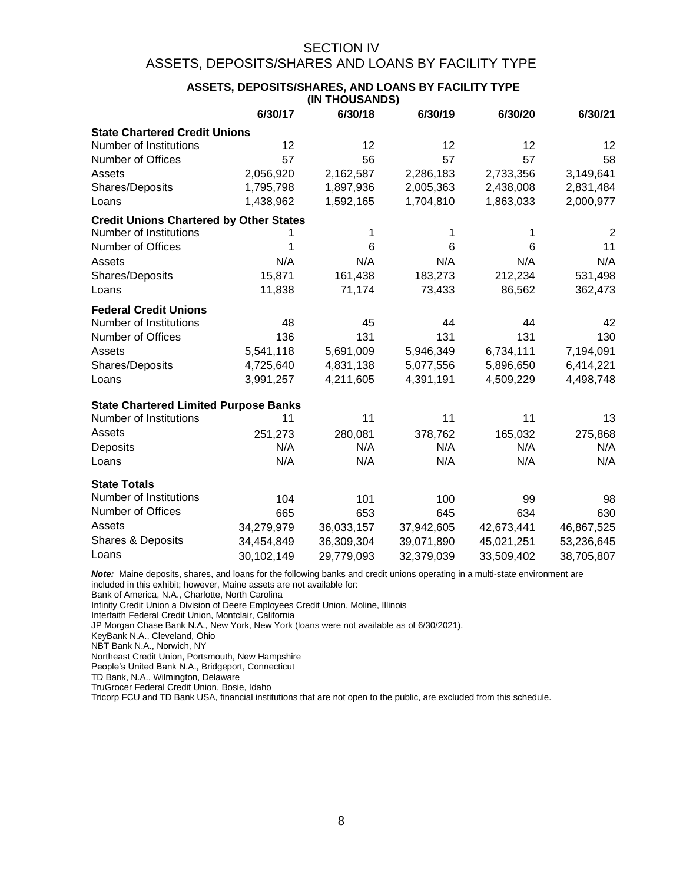# SECTION IV
# ASSETS, DEPOSITS/SHARES AND LOANS BY FACILITY TYPE

**ASSETS, DEPOSITS/SHARES, AND LOANS BY FACILITY TYPE**
**(IN THOUSANDS)**

| | 6/30/17 | 6/30/18 | 6/30/19 | 6/30/20 | 6/30/21 |
|---|---|---|---|---|---|
| **State Chartered Credit Unions** | | | | | |
| Number of Institutions | 12 | 12 | 12 | 12 | 12 |
| Number of Offices | 57 | 56 | 57 | 57 | 58 |
| Assets | 2,056,920 | 2,162,587 | 2,286,183 | 2,733,356 | 3,149,641 |
| Shares/Deposits | 1,795,798 | 1,897,936 | 2,005,363 | 2,438,008 | 2,831,484 |
| Loans | 1,438,962 | 1,592,165 | 1,704,810 | 1,863,033 | 2,000,977 |
| **Credit Unions Chartered by Other States** | | | | | |
| Number of Institutions | 1 | 1 | 1 | 1 | 2 |
| Number of Offices | 1 | 6 | 6 | 6 | 11 |
| Assets | N/A | N/A | N/A | N/A | N/A |
| Shares/Deposits | 15,871 | 161,438 | 183,273 | 212,234 | 531,498 |
| Loans | 11,838 | 71,174 | 73,433 | 86,562 | 362,473 |
| **Federal Credit Unions** | | | | | |
| Number of Institutions | 48 | 45 | 44 | 44 | 42 |
| Number of Offices | 136 | 131 | 131 | 131 | 130 |
| Assets | 5,541,118 | 5,691,009 | 5,946,349 | 6,734,111 | 7,194,091 |
| Shares/Deposits | 4,725,640 | 4,831,138 | 5,077,556 | 5,896,650 | 6,414,221 |
| Loans | 3,991,257 | 4,211,605 | 4,391,191 | 4,509,229 | 4,498,748 |
| **State Chartered Limited Purpose Banks** | | | | | |
| Number of Institutions | 11 | 11 | 11 | 11 | 13 |
| Assets | 251,273 | 280,081 | 378,762 | 165,032 | 275,868 |
| Deposits | N/A | N/A | N/A | N/A | N/A |
| Loans | N/A | N/A | N/A | N/A | N/A |
| **State Totals** | | | | | |
| Number of Institutions | 104 | 101 | 100 | 99 | 98 |
| Number of Offices | 665 | 653 | 645 | 634 | 630 |
| Assets | 34,279,979 | 36,033,157 | 37,942,605 | 42,673,441 | 46,867,525 |
| Shares & Deposits | 34,454,849 | 36,309,304 | 39,071,890 | 45,021,251 | 53,236,645 |
| Loans | 30,102,149 | 29,779,093 | 32,379,039 | 33,509,402 | 38,705,807 |

***Note:*** Maine deposits, shares, and loans for the following banks and credit unions operating in a multi-state environment are included in this exhibit; however, Maine assets are not available for:
Bank of America, N.A., Charlotte, North Carolina
Infinity Credit Union a Division of Deere Employees Credit Union, Moline, Illinois
Interfaith Federal Credit Union, Montclair, California
JP Morgan Chase Bank N.A., New York, New York (loans were not available as of 6/30/2021).
KeyBank N.A., Cleveland, Ohio
NBT Bank N.A., Norwich, NY
Northeast Credit Union, Portsmouth, New Hampshire
People's United Bank N.A., Bridgeport, Connecticut
TD Bank, N.A., Wilmington, Delaware
TruGrocer Federal Credit Union, Bosie, Idaho
Tricorp FCU and TD Bank USA, financial institutions that are not open to the public, are excluded from this schedule.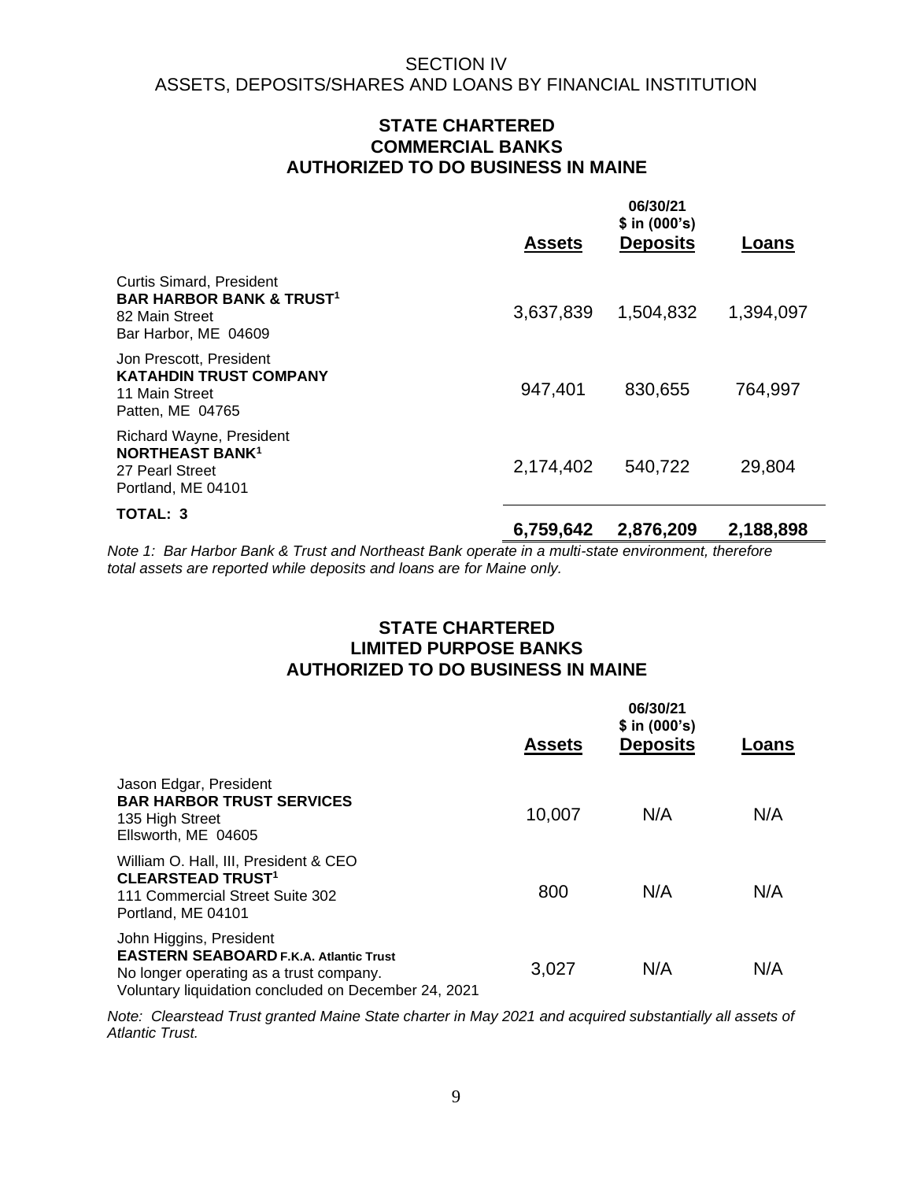SECTION IV
ASSETS, DEPOSITS/SHARES AND LOANS BY FINANCIAL INSTITUTION

## STATE CHARTERED COMMERCIAL BANKS AUTHORIZED TO DO BUSINESS IN MAINE

| | Assets | 06/30/21 $ in (000's) Deposits | Loans |
|---|---|---|---|
| Curtis Simard, President **BAR HARBOR BANK & TRUST**[1] 82 Main Street Bar Harbor, ME 04609 | 3,637,839 | 1,504,832 | 1,394,097 |
| Jon Prescott, President **KATAHDIN TRUST COMPANY** 11 Main Street Patten, ME 04765 | 947,401 | 830,655 | 764,997 |
| Richard Wayne, President **NORTHEAST BANK**[1] 27 Pearl Street Portland, ME 04101 | 2,174,402 | 540,722 | 29,804 |
| **TOTAL: 3** | **6,759,642** | **2,876,209** | **2,188,898** |

*Note 1: Bar Harbor Bank & Trust and Northeast Bank operate in a multi-state environment, therefore total assets are reported while deposits and loans are for Maine only.*

## STATE CHARTERED LIMITED PURPOSE BANKS AUTHORIZED TO DO BUSINESS IN MAINE

| | Assets | 06/30/21 $ in (000's) Deposits | Loans |
|---|---|---|---|
| Jason Edgar, President **BAR HARBOR TRUST SERVICES** 135 High Street Ellsworth, ME 04605 | 10,007 | N/A | N/A |
| William O. Hall, III, President & CEO **CLEARSTEAD TRUST**[1] 111 Commercial Street Suite 302 Portland, ME 04101 | 800 | N/A | N/A |
| John Higgins, President **EASTERN SEABOARD F.K.A. Atlantic Trust** No longer operating as a trust company. Voluntary liquidation concluded on December 24, 2021 | 3,027 | N/A | N/A |

*Note: Clearstead Trust granted Maine State charter in May 2021 and acquired substantially all assets of Atlantic Trust.*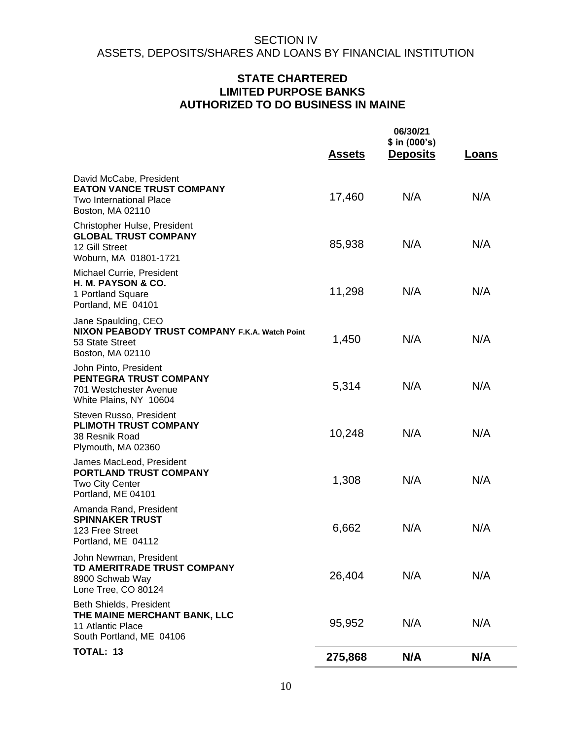SECTION IV
ASSETS, DEPOSITS/SHARES AND LOANS BY FINANCIAL INSTITUTION

## STATE CHARTERED LIMITED PURPOSE BANKS AUTHORIZED TO DO BUSINESS IN MAINE

| | 06/30/21 $ in (000's) | | |
|---|---|---|---|
| | **Assets** | **Deposits** | **Loans** |
| David McCabe, President<br>**EATON VANCE TRUST COMPANY**<br>Two International Place<br>Boston, MA 02110 | 17,460 | N/A | N/A |
| Christopher Hulse, President<br>**GLOBAL TRUST COMPANY**<br>12 Gill Street<br>Woburn, MA 01801-1721 | 85,938 | N/A | N/A |
| Michael Currie, President<br>**H. M. PAYSON & CO.**<br>1 Portland Square<br>Portland, ME 04101 | 11,298 | N/A | N/A |
| Jane Spaulding, CEO<br>**NIXON PEABODY TRUST COMPANY F.K.A. Watch Point**<br>53 State Street<br>Boston, MA 02110 | 1,450 | N/A | N/A |
| John Pinto, President<br>**PENTEGRA TRUST COMPANY**<br>701 Westchester Avenue<br>White Plains, NY 10604 | 5,314 | N/A | N/A |
| Steven Russo, President<br>**PLIMOTH TRUST COMPANY**<br>38 Resnik Road<br>Plymouth, MA 02360 | 10,248 | N/A | N/A |
| James MacLeod, President<br>**PORTLAND TRUST COMPANY**<br>Two City Center<br>Portland, ME 04101 | 1,308 | N/A | N/A |
| Amanda Rand, President<br>**SPINNAKER TRUST**<br>123 Free Street<br>Portland, ME 04112 | 6,662 | N/A | N/A |
| John Newman, President<br>**TD AMERITRADE TRUST COMPANY**<br>8900 Schwab Way<br>Lone Tree, CO 80124 | 26,404 | N/A | N/A |
| Beth Shields, President<br>**THE MAINE MERCHANT BANK, LLC**<br>11 Atlantic Place<br>South Portland, ME 04106 | 95,952 | N/A | N/A |
| **TOTAL: 13** | **275,868** | **N/A** | **N/A** |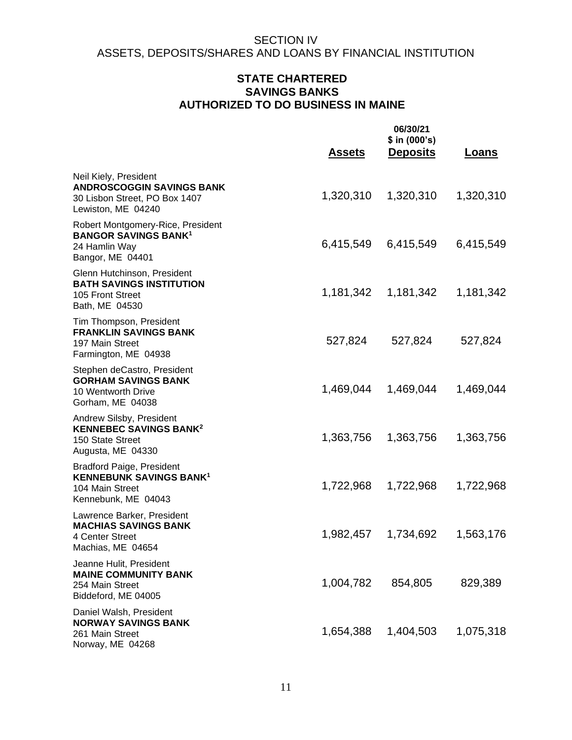SECTION IV
ASSETS, DEPOSITS/SHARES AND LOANS BY FINANCIAL INSTITUTION

## STATE CHARTERED SAVINGS BANKS AUTHORIZED TO DO BUSINESS IN MAINE

06/30/21
$ in (000's)

| | Assets | Deposits | Loans |
|---|---|---|---|
| Neil Kiely, President<br>**ANDROSCOGGIN SAVINGS BANK**<br>30 Lisbon Street, PO Box 1407<br>Lewiston, ME 04240 | 1,320,310 | 1,320,310 | 1,320,310 |
| Robert Montgomery-Rice, President<br>**BANGOR SAVINGS BANK**[1]<br>24 Hamlin Way<br>Bangor, ME 04401 | 6,415,549 | 6,415,549 | 6,415,549 |
| Glenn Hutchinson, President<br>**BATH SAVINGS INSTITUTION**<br>105 Front Street<br>Bath, ME 04530 | 1,181,342 | 1,181,342 | 1,181,342 |
| Tim Thompson, President<br>**FRANKLIN SAVINGS BANK**<br>197 Main Street<br>Farmington, ME 04938 | 527,824 | 527,824 | 527,824 |
| Stephen deCastro, President<br>**GORHAM SAVINGS BANK**<br>10 Wentworth Drive<br>Gorham, ME 04038 | 1,469,044 | 1,469,044 | 1,469,044 |
| Andrew Silsby, President<br>**KENNEBEC SAVINGS BANK**[2]<br>150 State Street<br>Augusta, ME 04330 | 1,363,756 | 1,363,756 | 1,363,756 |
| Bradford Paige, President<br>**KENNEBUNK SAVINGS BANK**[1]<br>104 Main Street<br>Kennebunk, ME 04043 | 1,722,968 | 1,722,968 | 1,722,968 |
| Lawrence Barker, President<br>**MACHIAS SAVINGS BANK**<br>4 Center Street<br>Machias, ME 04654 | 1,982,457 | 1,734,692 | 1,563,176 |
| Jeanne Hulit, President<br>**MAINE COMMUNITY BANK**<br>254 Main Street<br>Biddeford, ME 04005 | 1,004,782 | 854,805 | 829,389 |
| Daniel Walsh, President<br>**NORWAY SAVINGS BANK**<br>261 Main Street<br>Norway, ME 04268 | 1,654,388 | 1,404,503 | 1,075,318 |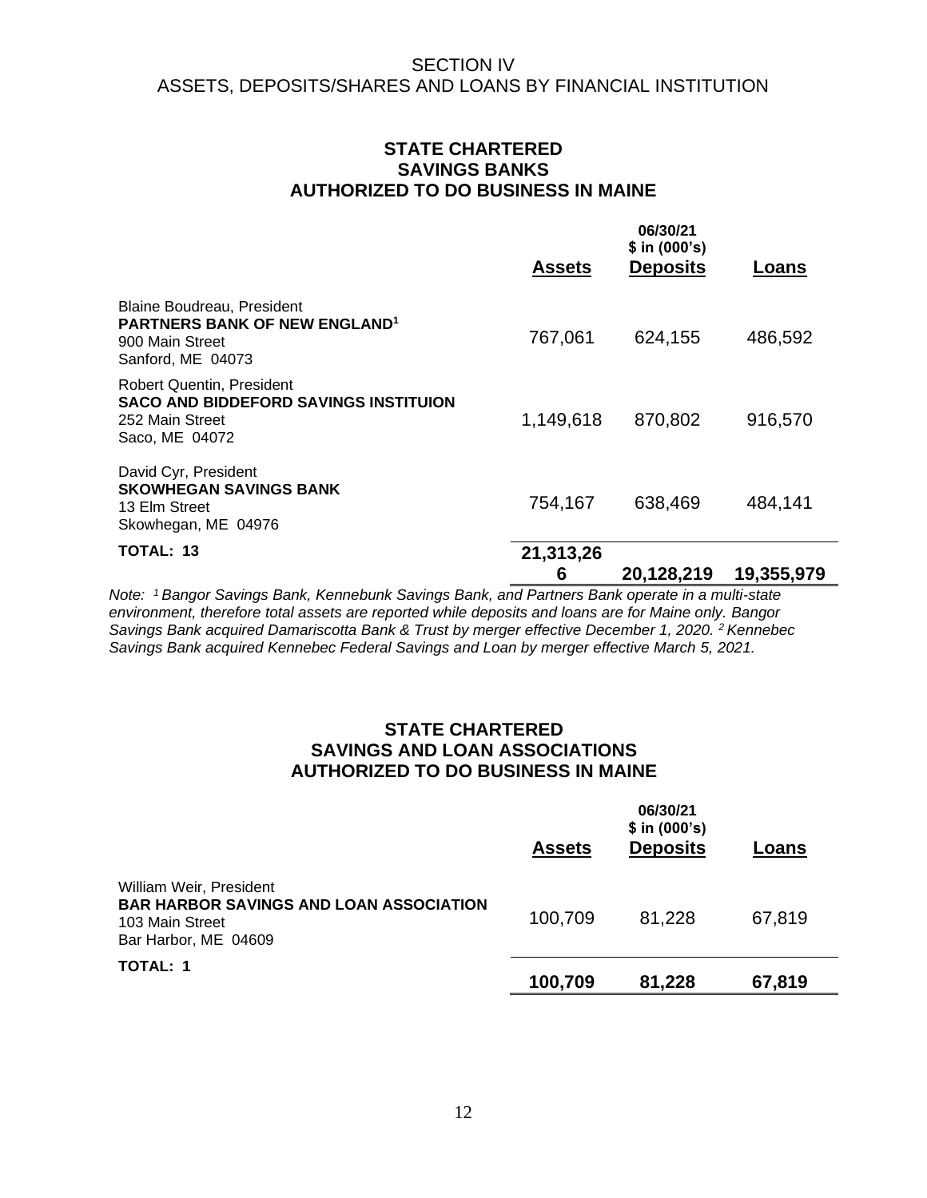# SECTION IV
# ASSETS, DEPOSITS/SHARES AND LOANS BY FINANCIAL INSTITUTION

## STATE CHARTERED SAVINGS BANKS AUTHORIZED TO DO BUSINESS IN MAINE

| | 06/30/21 $ in (000's) | | |
|---|---|---|---|
| | **Assets** | **Deposits** | **Loans** |
| Blaine Boudreau, President<br>**PARTNERS BANK OF NEW ENGLAND**[1]<br>900 Main Street<br>Sanford, ME 04073 | 767,061 | 624,155 | 486,592 |
| Robert Quentin, President<br>**SACO AND BIDDEFORD SAVINGS INSTITUION**<br>252 Main Street<br>Saco, ME 04072 | 1,149,618 | 870,802 | 916,570 |
| David Cyr, President<br>**SKOWHEGAN SAVINGS BANK**<br>13 Elm Street<br>Skowhegan, ME 04976 | 754,167 | 638,469 | 484,141 |
| **TOTAL: 13** | **21,313,266** | **20,128,219** | **19,355,979** |

*Note: [1] Bangor Savings Bank, Kennebunk Savings Bank, and Partners Bank operate in a multi-state environment, therefore total assets are reported while deposits and loans are for Maine only. Bangor Savings Bank acquired Damariscotta Bank & Trust by merger effective December 1, 2020. [2] Kennebec Savings Bank acquired Kennebec Federal Savings and Loan by merger effective March 5, 2021.*

## STATE CHARTERED SAVINGS AND LOAN ASSOCIATIONS AUTHORIZED TO DO BUSINESS IN MAINE

| | 06/30/21 $ in (000's) | | |
|---|---|---|---|
| | **Assets** | **Deposits** | **Loans** |
| William Weir, President<br>**BAR HARBOR SAVINGS AND LOAN ASSOCIATION**<br>103 Main Street<br>Bar Harbor, ME 04609 | 100,709 | 81,228 | 67,819 |
| **TOTAL: 1** | **100,709** | **81,228** | **67,819** |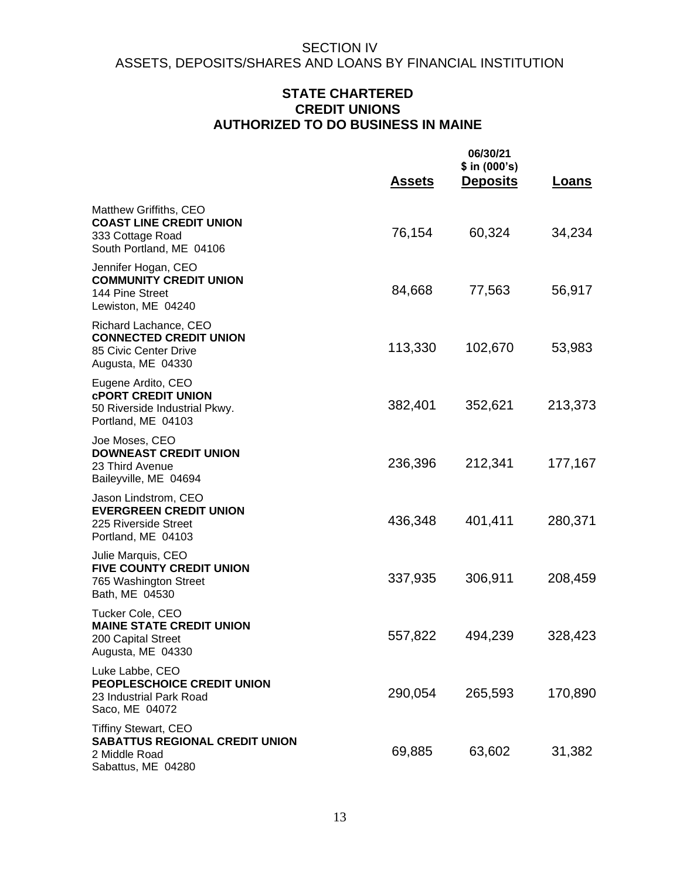SECTION IV
ASSETS, DEPOSITS/SHARES AND LOANS BY FINANCIAL INSTITUTION

## STATE CHARTERED CREDIT UNIONS AUTHORIZED TO DO BUSINESS IN MAINE

| | Assets | 06/30/21 $ in (000's) Deposits | Loans |
|---|---|---|---|
| Matthew Griffiths, CEO<br>**COAST LINE CREDIT UNION**<br>333 Cottage Road<br>South Portland, ME 04106 | 76,154 | 60,324 | 34,234 |
| Jennifer Hogan, CEO<br>**COMMUNITY CREDIT UNION**<br>144 Pine Street<br>Lewiston, ME 04240 | 84,668 | 77,563 | 56,917 |
| Richard Lachance, CEO<br>**CONNECTED CREDIT UNION**<br>85 Civic Center Drive<br>Augusta, ME 04330 | 113,330 | 102,670 | 53,983 |
| Eugene Ardito, CEO<br>**cPORT CREDIT UNION**<br>50 Riverside Industrial Pkwy.<br>Portland, ME 04103 | 382,401 | 352,621 | 213,373 |
| Joe Moses, CEO<br>**DOWNEAST CREDIT UNION**<br>23 Third Avenue<br>Baileyville, ME 04694 | 236,396 | 212,341 | 177,167 |
| Jason Lindstrom, CEO<br>**EVERGREEN CREDIT UNION**<br>225 Riverside Street<br>Portland, ME 04103 | 436,348 | 401,411 | 280,371 |
| Julie Marquis, CEO<br>**FIVE COUNTY CREDIT UNION**<br>765 Washington Street<br>Bath, ME 04530 | 337,935 | 306,911 | 208,459 |
| Tucker Cole, CEO<br>**MAINE STATE CREDIT UNION**<br>200 Capital Street<br>Augusta, ME 04330 | 557,822 | 494,239 | 328,423 |
| Luke Labbe, CEO<br>**PEOPLESCHOICE CREDIT UNION**<br>23 Industrial Park Road<br>Saco, ME 04072 | 290,054 | 265,593 | 170,890 |
| Tiffiny Stewart, CEO<br>**SABATTUS REGIONAL CREDIT UNION**<br>2 Middle Road<br>Sabattus, ME 04280 | 69,885 | 63,602 | 31,382 |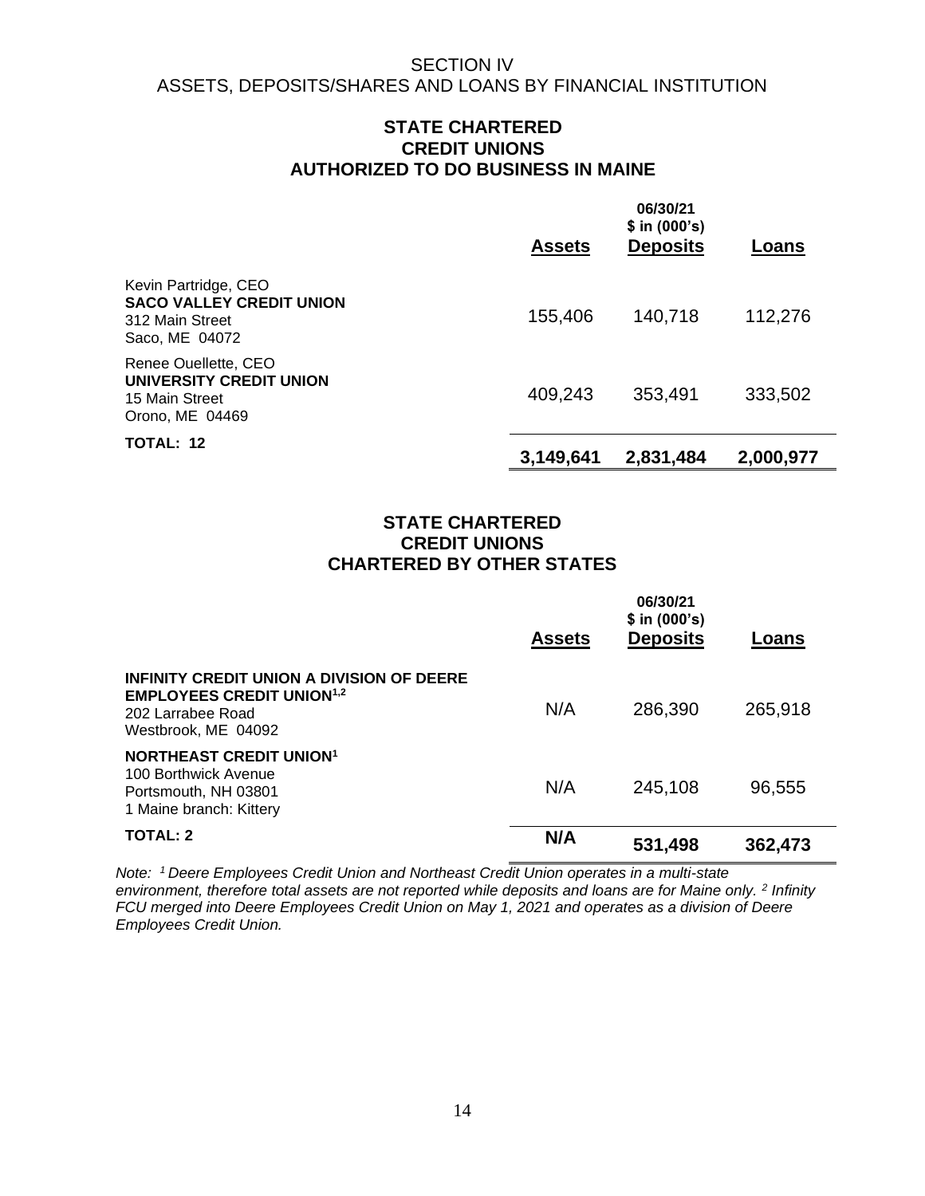SECTION IV
ASSETS, DEPOSITS/SHARES AND LOANS BY FINANCIAL INSTITUTION

## STATE CHARTERED CREDIT UNIONS AUTHORIZED TO DO BUSINESS IN MAINE

| | Assets | 06/30/21 $ in (000's) Deposits | Loans |
|---|---|---|---|
| Kevin Partridge, CEO **SACO VALLEY CREDIT UNION** 312 Main Street Saco, ME 04072 | 155,406 | 140,718 | 112,276 |
| Renee Ouellette, CEO **UNIVERSITY CREDIT UNION** 15 Main Street Orono, ME 04469 | 409,243 | 353,491 | 333,502 |
| **TOTAL: 12** | **3,149,641** | **2,831,484** | **2,000,977** |

## STATE CHARTERED CREDIT UNIONS CHARTERED BY OTHER STATES

| | Assets | 06/30/21 $ in (000's) Deposits | Loans |
|---|---|---|---|
| **INFINITY CREDIT UNION A DIVISION OF DEERE EMPLOYEES CREDIT UNION[1,2]** 202 Larrabee Road Westbrook, ME 04092 | N/A | 286,390 | 265,918 |
| **NORTHEAST CREDIT UNION[1]** 100 Borthwick Avenue Portsmouth, NH 03801 1 Maine branch: Kittery | N/A | 245,108 | 96,555 |
| **TOTAL: 2** | **N/A** | **531,498** | **362,473** |

*Note: [1] Deere Employees Credit Union and Northeast Credit Union operates in a multi-state environment, therefore total assets are not reported while deposits and loans are for Maine only. [2] Infinity FCU merged into Deere Employees Credit Union on May 1, 2021 and operates as a division of Deere Employees Credit Union.*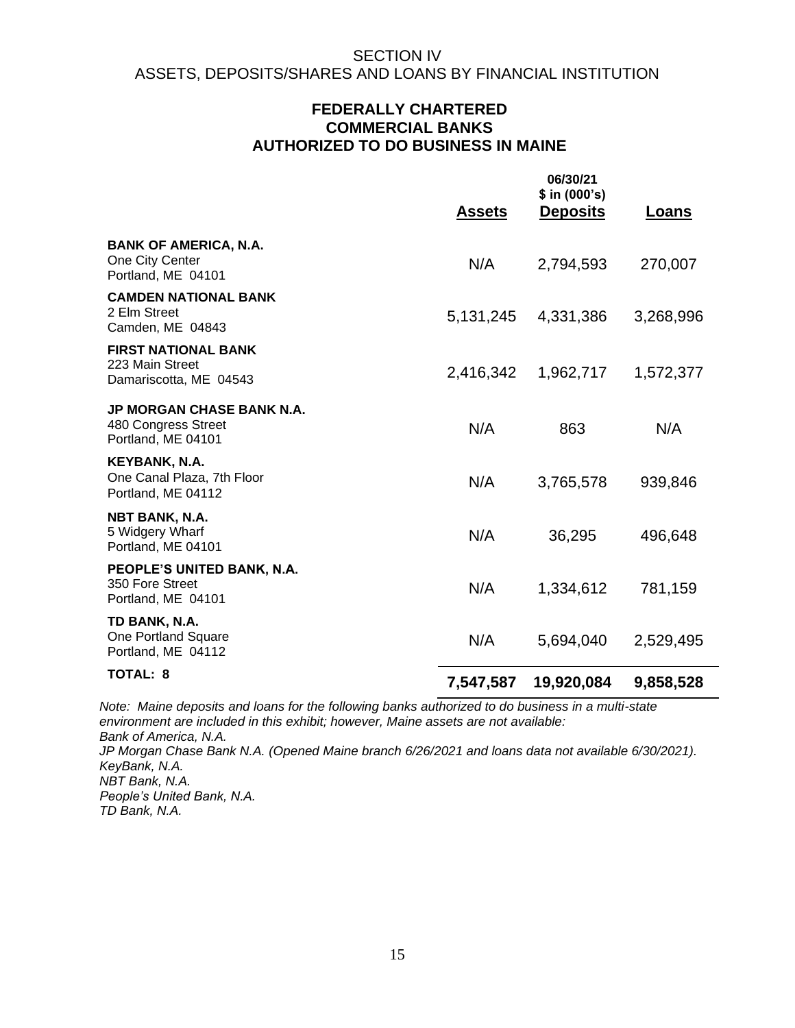# SECTION IV
# ASSETS, DEPOSITS/SHARES AND LOANS BY FINANCIAL INSTITUTION

## FEDERALLY CHARTERED COMMERCIAL BANKS AUTHORIZED TO DO BUSINESS IN MAINE

| | 06/30/21 $ in (000's) | | |
|---|---|---|---|
| | **Assets** | **Deposits** | **Loans** |
| **BANK OF AMERICA, N.A.**<br>One City Center<br>Portland, ME 04101 | N/A | 2,794,593 | 270,007 |
| **CAMDEN NATIONAL BANK**<br>2 Elm Street<br>Camden, ME 04843 | 5,131,245 | 4,331,386 | 3,268,996 |
| **FIRST NATIONAL BANK**<br>223 Main Street<br>Damariscotta, ME 04543 | 2,416,342 | 1,962,717 | 1,572,377 |
| **JP MORGAN CHASE BANK N.A.**<br>480 Congress Street<br>Portland, ME 04101 | N/A | 863 | N/A |
| **KEYBANK, N.A.**<br>One Canal Plaza, 7th Floor<br>Portland, ME 04112 | N/A | 3,765,578 | 939,846 |
| **NBT BANK, N.A.**<br>5 Widgery Wharf<br>Portland, ME 04101 | N/A | 36,295 | 496,648 |
| **PEOPLE'S UNITED BANK, N.A.**<br>350 Fore Street<br>Portland, ME 04101 | N/A | 1,334,612 | 781,159 |
| **TD BANK, N.A.**<br>One Portland Square<br>Portland, ME 04112 | N/A | 5,694,040 | 2,529,495 |
| **TOTAL: 8** | **7,547,587** | **19,920,084** | **9,858,528** |

*Note: Maine deposits and loans for the following banks authorized to do business in a multi-state environment are included in this exhibit; however, Maine assets are not available:*
*Bank of America, N.A.*
*JP Morgan Chase Bank N.A. (Opened Maine branch 6/26/2021 and loans data not available 6/30/2021).*
*KeyBank, N.A.*
*NBT Bank, N.A.*
*People's United Bank, N.A.*
*TD Bank, N.A.*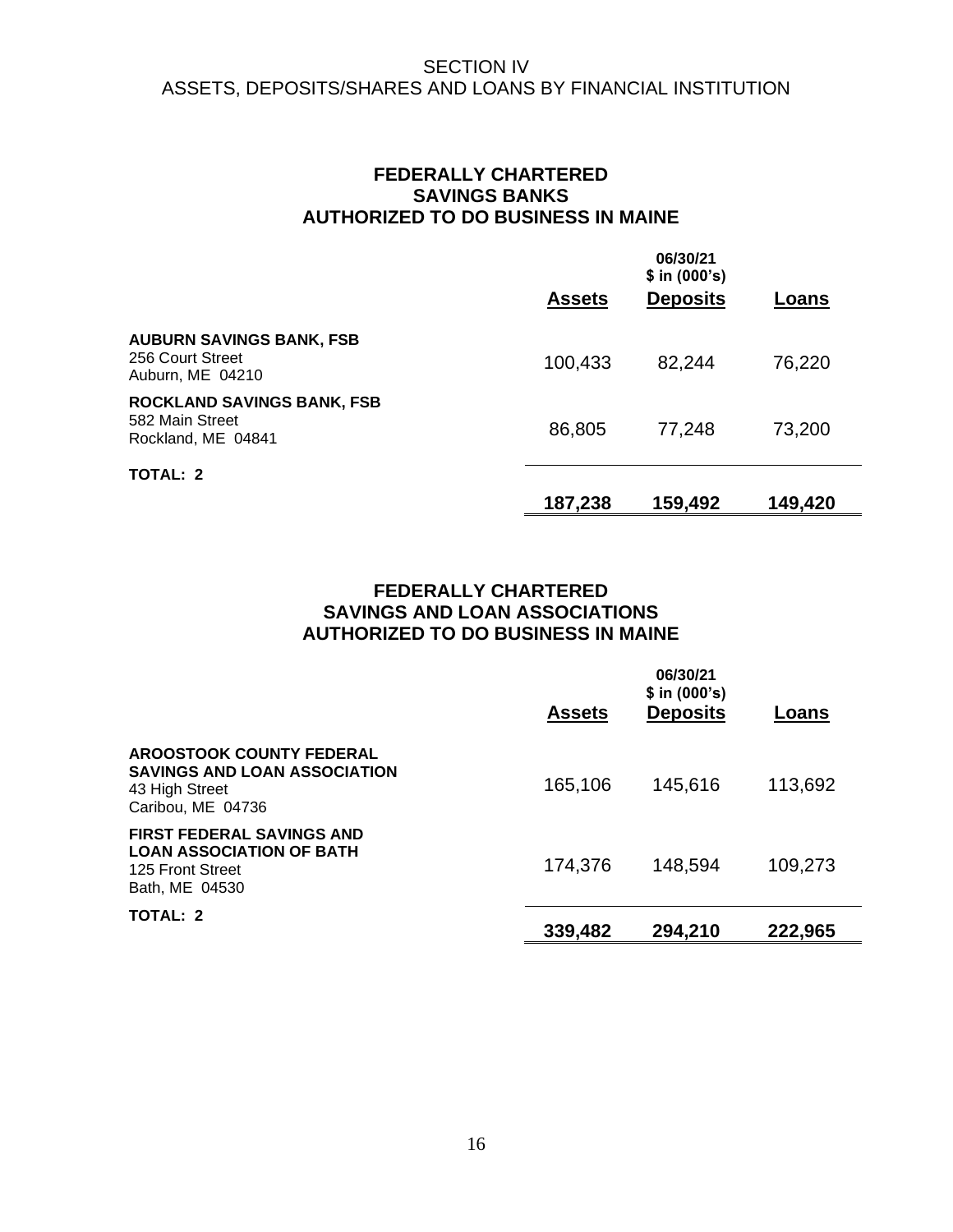SECTION IV
ASSETS, DEPOSITS/SHARES AND LOANS BY FINANCIAL INSTITUTION

## FEDERALLY CHARTERED SAVINGS BANKS AUTHORIZED TO DO BUSINESS IN MAINE

| | 06/30/21 $ in (000's) | | |
|---|---|---|---|
| | **Assets** | **Deposits** | **Loans** |
| **AUBURN SAVINGS BANK, FSB**<br>256 Court Street<br>Auburn, ME 04210 | 100,433 | 82,244 | 76,220 |
| **ROCKLAND SAVINGS BANK, FSB**<br>582 Main Street<br>Rockland, ME 04841 | 86,805 | 77,248 | 73,200 |
| **TOTAL: 2** | **187,238** | **159,492** | **149,420** |

## FEDERALLY CHARTERED SAVINGS AND LOAN ASSOCIATIONS AUTHORIZED TO DO BUSINESS IN MAINE

| | 06/30/21 $ in (000's) | | |
|---|---|---|---|
| | **Assets** | **Deposits** | **Loans** |
| **AROOSTOOK COUNTY FEDERAL SAVINGS AND LOAN ASSOCIATION**<br>43 High Street<br>Caribou, ME 04736 | 165,106 | 145,616 | 113,692 |
| **FIRST FEDERAL SAVINGS AND LOAN ASSOCIATION OF BATH**<br>125 Front Street<br>Bath, ME 04530 | 174,376 | 148,594 | 109,273 |
| **TOTAL: 2** | **339,482** | **294,210** | **222,965** |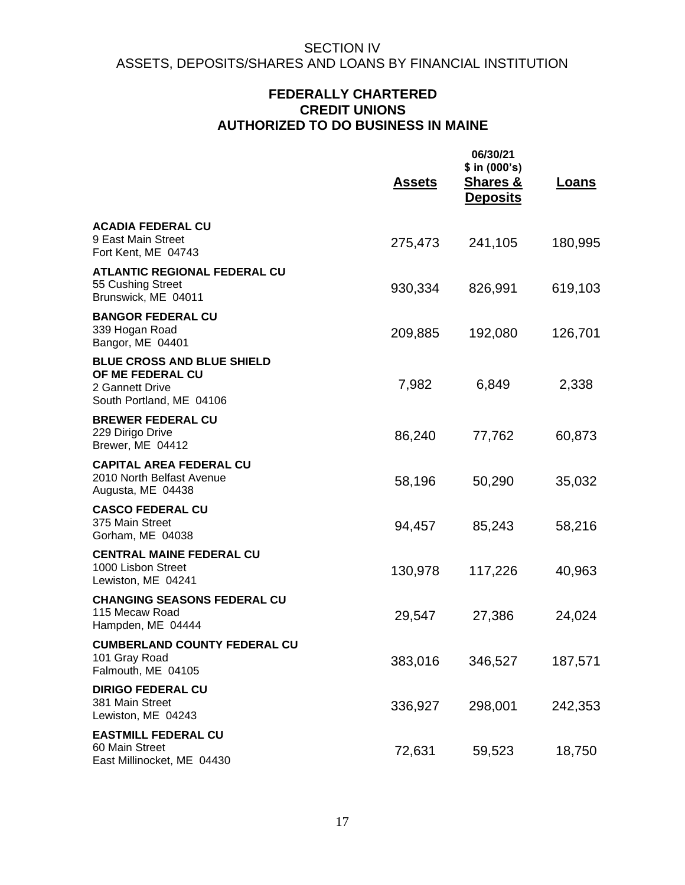SECTION IV
ASSETS, DEPOSITS/SHARES AND LOANS BY FINANCIAL INSTITUTION

## FEDERALLY CHARTERED CREDIT UNIONS AUTHORIZED TO DO BUSINESS IN MAINE

| | Assets | 06/30/21 $ in (000's) Shares & Deposits | Loans |
|---|---|---|---|
| **ACADIA FEDERAL CU**<br>9 East Main Street<br>Fort Kent, ME 04743 | 275,473 | 241,105 | 180,995 |
| **ATLANTIC REGIONAL FEDERAL CU**<br>55 Cushing Street<br>Brunswick, ME 04011 | 930,334 | 826,991 | 619,103 |
| **BANGOR FEDERAL CU**<br>339 Hogan Road<br>Bangor, ME 04401 | 209,885 | 192,080 | 126,701 |
| **BLUE CROSS AND BLUE SHIELD OF ME FEDERAL CU**<br>2 Gannett Drive<br>South Portland, ME 04106 | 7,982 | 6,849 | 2,338 |
| **BREWER FEDERAL CU**<br>229 Dirigo Drive<br>Brewer, ME 04412 | 86,240 | 77,762 | 60,873 |
| **CAPITAL AREA FEDERAL CU**<br>2010 North Belfast Avenue<br>Augusta, ME 04438 | 58,196 | 50,290 | 35,032 |
| **CASCO FEDERAL CU**<br>375 Main Street<br>Gorham, ME 04038 | 94,457 | 85,243 | 58,216 |
| **CENTRAL MAINE FEDERAL CU**<br>1000 Lisbon Street<br>Lewiston, ME 04241 | 130,978 | 117,226 | 40,963 |
| **CHANGING SEASONS FEDERAL CU**<br>115 Mecaw Road<br>Hampden, ME 04444 | 29,547 | 27,386 | 24,024 |
| **CUMBERLAND COUNTY FEDERAL CU**<br>101 Gray Road<br>Falmouth, ME 04105 | 383,016 | 346,527 | 187,571 |
| **DIRIGO FEDERAL CU**<br>381 Main Street<br>Lewiston, ME 04243 | 336,927 | 298,001 | 242,353 |
| **EASTMILL FEDERAL CU**<br>60 Main Street<br>East Millinocket, ME 04430 | 72,631 | 59,523 | 18,750 |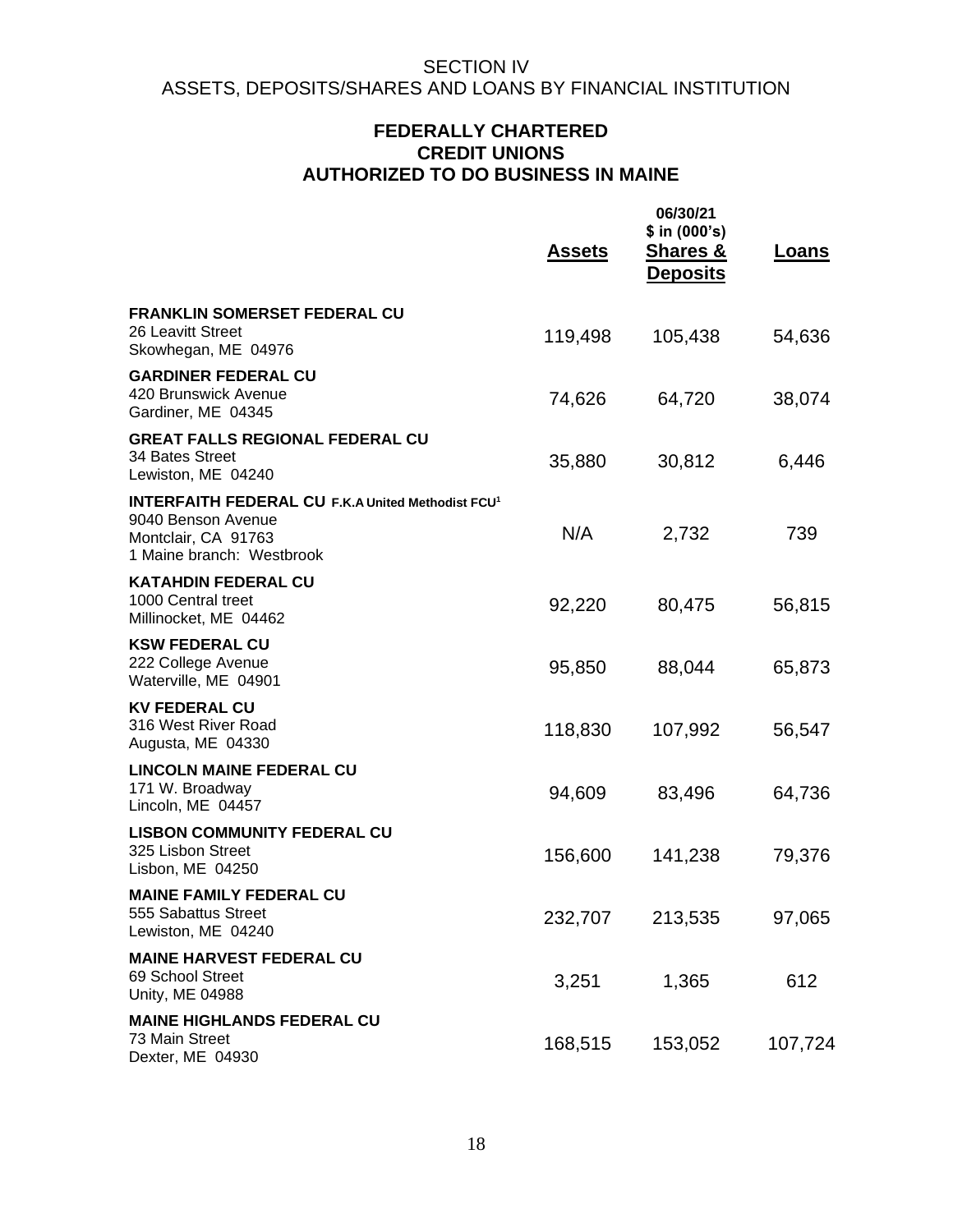SECTION IV
ASSETS, DEPOSITS/SHARES AND LOANS BY FINANCIAL INSTITUTION

## FEDERALLY CHARTERED CREDIT UNIONS AUTHORIZED TO DO BUSINESS IN MAINE

| | Assets | 06/30/21 \$ in (000's) Shares & Deposits | Loans |
|---|---|---|---|
| **FRANKLIN SOMERSET FEDERAL CU**<br>26 Leavitt Street<br>Skowhegan, ME 04976 | 119,498 | 105,438 | 54,636 |
| **GARDINER FEDERAL CU**<br>420 Brunswick Avenue<br>Gardiner, ME 04345 | 74,626 | 64,720 | 38,074 |
| **GREAT FALLS REGIONAL FEDERAL CU**<br>34 Bates Street<br>Lewiston, ME 04240 | 35,880 | 30,812 | 6,446 |
| **INTERFAITH FEDERAL CU F.K.A United Methodist FCU[1]**<br>9040 Benson Avenue<br>Montclair, CA 91763<br>1 Maine branch: Westbrook | N/A | 2,732 | 739 |
| **KATAHDIN FEDERAL CU**<br>1000 Central treet<br>Millinocket, ME 04462 | 92,220 | 80,475 | 56,815 |
| **KSW FEDERAL CU**<br>222 College Avenue<br>Waterville, ME 04901 | 95,850 | 88,044 | 65,873 |
| **KV FEDERAL CU**<br>316 West River Road<br>Augusta, ME 04330 | 118,830 | 107,992 | 56,547 |
| **LINCOLN MAINE FEDERAL CU**<br>171 W. Broadway<br>Lincoln, ME 04457 | 94,609 | 83,496 | 64,736 |
| **LISBON COMMUNITY FEDERAL CU**<br>325 Lisbon Street<br>Lisbon, ME 04250 | 156,600 | 141,238 | 79,376 |
| **MAINE FAMILY FEDERAL CU**<br>555 Sabattus Street<br>Lewiston, ME 04240 | 232,707 | 213,535 | 97,065 |
| **MAINE HARVEST FEDERAL CU**<br>69 School Street<br>Unity, ME 04988 | 3,251 | 1,365 | 612 |
| **MAINE HIGHLANDS FEDERAL CU**<br>73 Main Street<br>Dexter, ME 04930 | 168,515 | 153,052 | 107,724 |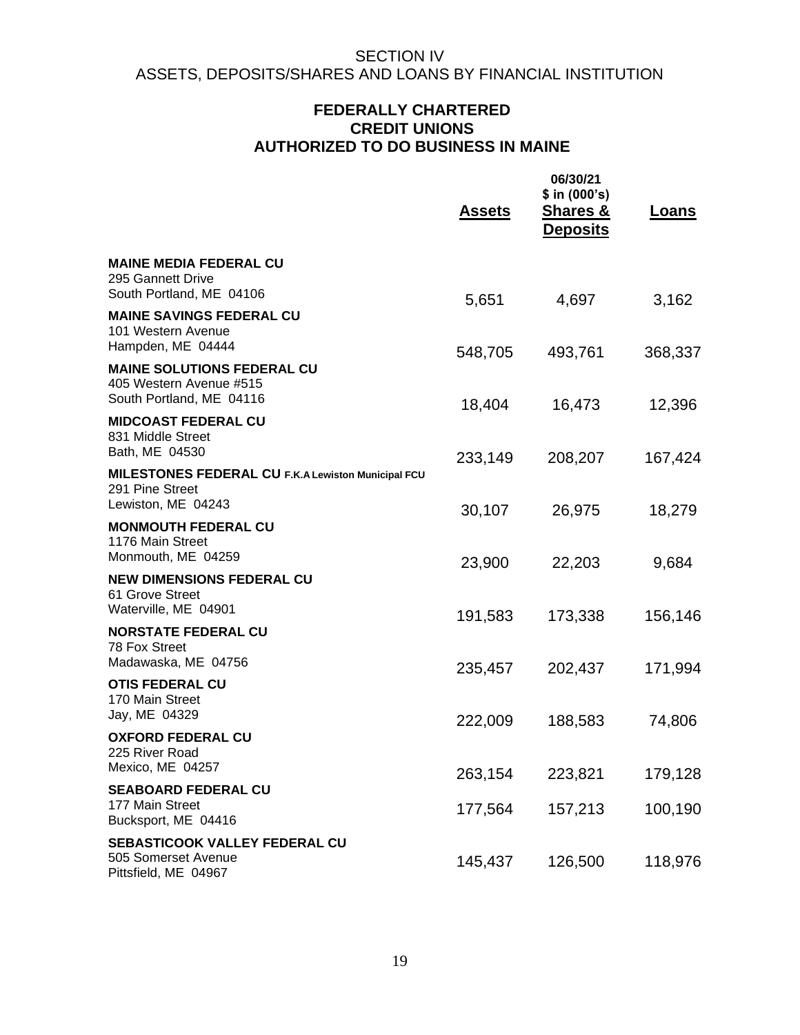SECTION IV
ASSETS, DEPOSITS/SHARES AND LOANS BY FINANCIAL INSTITUTION

## FEDERALLY CHARTERED CREDIT UNIONS AUTHORIZED TO DO BUSINESS IN MAINE

06/30/21
$ in (000's)

| | Assets | Shares & Deposits | Loans |
|---|---|---|---|
| **MAINE MEDIA FEDERAL CU**<br>295 Gannett Drive<br>South Portland, ME 04106 | 5,651 | 4,697 | 3,162 |
| **MAINE SAVINGS FEDERAL CU**<br>101 Western Avenue<br>Hampden, ME 04444 | 548,705 | 493,761 | 368,337 |
| **MAINE SOLUTIONS FEDERAL CU**<br>405 Western Avenue #515<br>South Portland, ME 04116 | 18,404 | 16,473 | 12,396 |
| **MIDCOAST FEDERAL CU**<br>831 Middle Street<br>Bath, ME 04530 | 233,149 | 208,207 | 167,424 |
| **MILESTONES FEDERAL CU F.K.A Lewiston Municipal FCU**<br>291 Pine Street<br>Lewiston, ME 04243 | 30,107 | 26,975 | 18,279 |
| **MONMOUTH FEDERAL CU**<br>1176 Main Street<br>Monmouth, ME 04259 | 23,900 | 22,203 | 9,684 |
| **NEW DIMENSIONS FEDERAL CU**<br>61 Grove Street<br>Waterville, ME 04901 | 191,583 | 173,338 | 156,146 |
| **NORSTATE FEDERAL CU**<br>78 Fox Street<br>Madawaska, ME 04756 | 235,457 | 202,437 | 171,994 |
| **OTIS FEDERAL CU**<br>170 Main Street<br>Jay, ME 04329 | 222,009 | 188,583 | 74,806 |
| **OXFORD FEDERAL CU**<br>225 River Road<br>Mexico, ME 04257 | 263,154 | 223,821 | 179,128 |
| **SEABOARD FEDERAL CU**<br>177 Main Street<br>Bucksport, ME 04416 | 177,564 | 157,213 | 100,190 |
| **SEBASTICOOK VALLEY FEDERAL CU**<br>505 Somerset Avenue<br>Pittsfield, ME 04967 | 145,437 | 126,500 | 118,976 |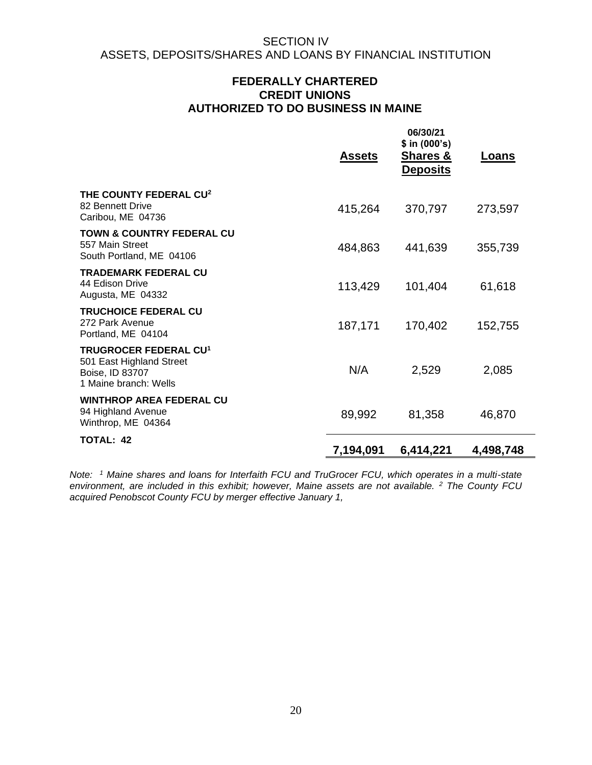SECTION IV
ASSETS, DEPOSITS/SHARES AND LOANS BY FINANCIAL INSTITUTION

## FEDERALLY CHARTERED CREDIT UNIONS AUTHORIZED TO DO BUSINESS IN MAINE

| | Assets | 06/30/21 \$ in (000's) Shares & Deposits | Loans |
|---|---|---|---|
| **THE COUNTY FEDERAL CU**[2]<br>82 Bennett Drive<br>Caribou, ME 04736 | 415,264 | 370,797 | 273,597 |
| **TOWN & COUNTRY FEDERAL CU**<br>557 Main Street<br>South Portland, ME 04106 | 484,863 | 441,639 | 355,739 |
| **TRADEMARK FEDERAL CU**<br>44 Edison Drive<br>Augusta, ME 04332 | 113,429 | 101,404 | 61,618 |
| **TRUCHOICE FEDERAL CU**<br>272 Park Avenue<br>Portland, ME 04104 | 187,171 | 170,402 | 152,755 |
| **TRUGROCER FEDERAL CU**[1]<br>501 East Highland Street<br>Boise, ID 83707<br>1 Maine branch: Wells | N/A | 2,529 | 2,085 |
| **WINTHROP AREA FEDERAL CU**<br>94 Highland Avenue<br>Winthrop, ME 04364 | 89,992 | 81,358 | 46,870 |
| **TOTAL: 42** | **7,194,091** | **6,414,221** | **4,498,748** |

*Note: [1] Maine shares and loans for Interfaith FCU and TruGrocer FCU, which operates in a multi-state environment, are included in this exhibit; however, Maine assets are not available. [2] The County FCU acquired Penobscot County FCU by merger effective January 1,*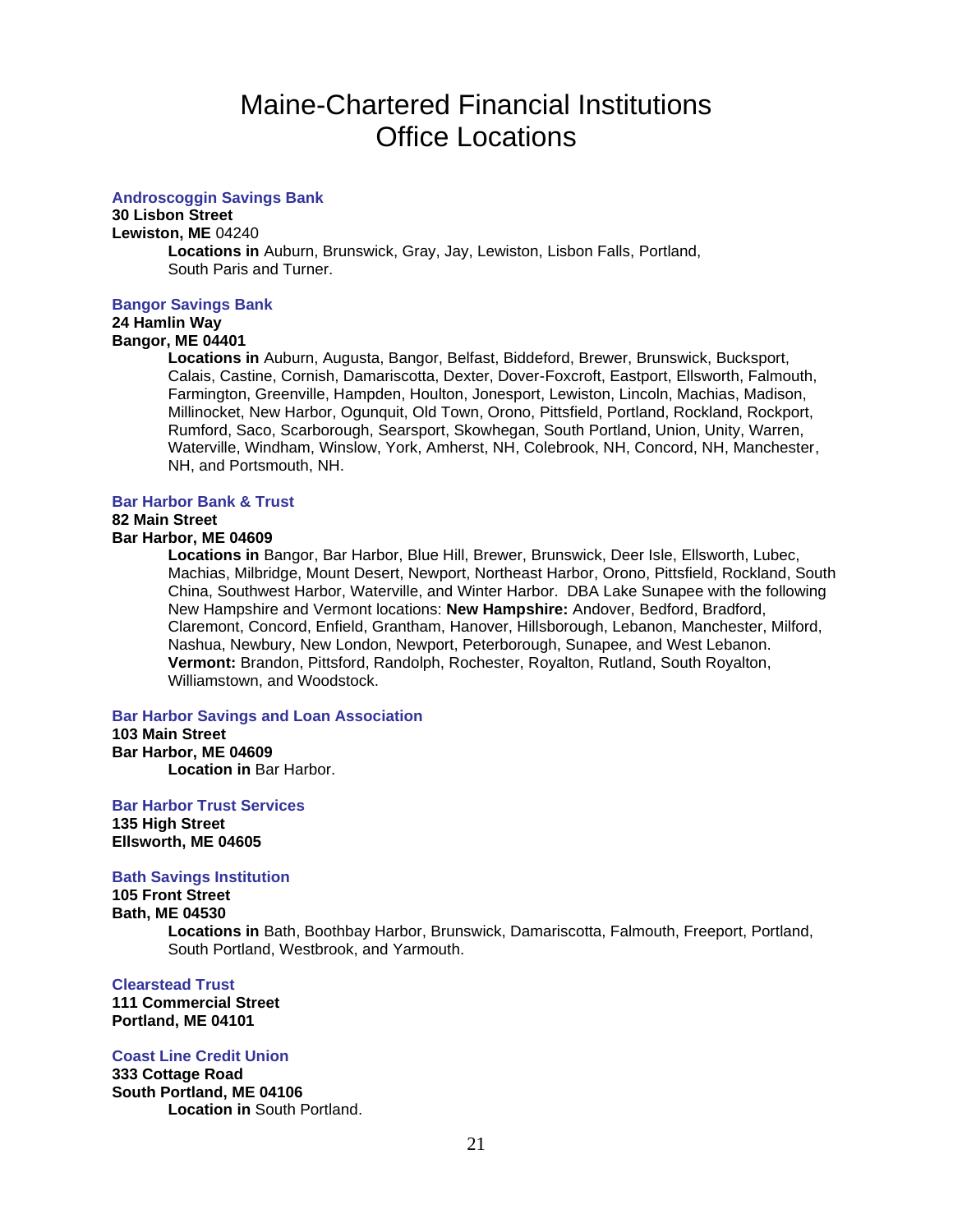# Maine-Chartered Financial Institutions
# Office Locations

**Androscoggin Savings Bank**
**30 Lisbon Street**
**Lewiston, ME** 04240
**Locations in** Auburn, Brunswick, Gray, Jay, Lewiston, Lisbon Falls, Portland, South Paris and Turner.

**Bangor Savings Bank**
**24 Hamlin Way**
**Bangor, ME 04401**
**Locations in** Auburn, Augusta, Bangor, Belfast, Biddeford, Brewer, Brunswick, Bucksport, Calais, Castine, Cornish, Damariscotta, Dexter, Dover-Foxcroft, Eastport, Ellsworth, Falmouth, Farmington, Greenville, Hampden, Houlton, Jonesport, Lewiston, Lincoln, Machias, Madison, Millinocket, New Harbor, Ogunquit, Old Town, Orono, Pittsfield, Portland, Rockland, Rockport, Rumford, Saco, Scarborough, Searsport, Skowhegan, South Portland, Union, Unity, Warren, Waterville, Windham, Winslow, York, Amherst, NH, Colebrook, NH, Concord, NH, Manchester, NH, and Portsmouth, NH.

**Bar Harbor Bank & Trust**
**82 Main Street**
**Bar Harbor, ME 04609**
**Locations in** Bangor, Bar Harbor, Blue Hill, Brewer, Brunswick, Deer Isle, Ellsworth, Lubec, Machias, Milbridge, Mount Desert, Newport, Northeast Harbor, Orono, Pittsfield, Rockland, South China, Southwest Harbor, Waterville, and Winter Harbor. DBA Lake Sunapee with the following New Hampshire and Vermont locations: **New Hampshire:** Andover, Bedford, Bradford, Claremont, Concord, Enfield, Grantham, Hanover, Hillsborough, Lebanon, Manchester, Milford, Nashua, Newbury, New London, Newport, Peterborough, Sunapee, and West Lebanon. **Vermont:** Brandon, Pittsford, Randolph, Rochester, Royalton, Rutland, South Royalton, Williamstown, and Woodstock.

**Bar Harbor Savings and Loan Association**
**103 Main Street**
**Bar Harbor, ME 04609**
**Location in** Bar Harbor.

**Bar Harbor Trust Services**
**135 High Street**
**Ellsworth, ME 04605**

**Bath Savings Institution**
**105 Front Street**
**Bath, ME 04530**
**Locations in** Bath, Boothbay Harbor, Brunswick, Damariscotta, Falmouth, Freeport, Portland, South Portland, Westbrook, and Yarmouth.

**Clearstead Trust**
**111 Commercial Street**
**Portland, ME 04101**

**Coast Line Credit Union**
**333 Cottage Road**
**South Portland, ME 04106**
**Location in** South Portland.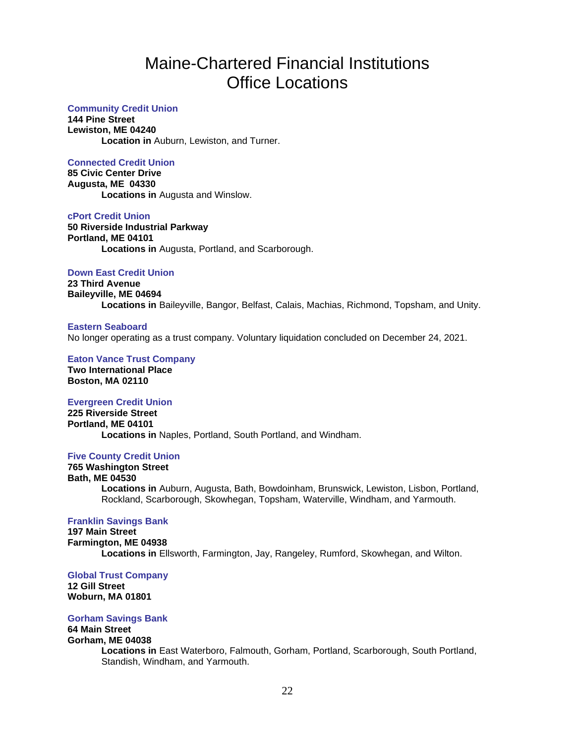# Maine-Chartered Financial Institutions
# Office Locations

### Community Credit Union

**144 Pine Street**
**Lewiston, ME 04240**

**Location in** Auburn, Lewiston, and Turner.

### Connected Credit Union

**85 Civic Center Drive**
**Augusta, ME 04330**

**Locations in** Augusta and Winslow.

### cPort Credit Union

**50 Riverside Industrial Parkway**
**Portland, ME 04101**

**Locations in** Augusta, Portland, and Scarborough.

### Down East Credit Union

**23 Third Avenue**
**Baileyville, ME 04694**

**Locations in** Baileyville, Bangor, Belfast, Calais, Machias, Richmond, Topsham, and Unity.

### Eastern Seaboard

No longer operating as a trust company. Voluntary liquidation concluded on December 24, 2021.

### Eaton Vance Trust Company

**Two International Place**
**Boston, MA 02110**

### Evergreen Credit Union

**225 Riverside Street**
**Portland, ME 04101**

**Locations in** Naples, Portland, South Portland, and Windham.

### Five County Credit Union

**765 Washington Street**
**Bath, ME 04530**

**Locations in** Auburn, Augusta, Bath, Bowdoinham, Brunswick, Lewiston, Lisbon, Portland, Rockland, Scarborough, Skowhegan, Topsham, Waterville, Windham, and Yarmouth.

### Franklin Savings Bank

**197 Main Street**
**Farmington, ME 04938**

**Locations in** Ellsworth, Farmington, Jay, Rangeley, Rumford, Skowhegan, and Wilton.

### Global Trust Company

**12 Gill Street**
**Woburn, MA 01801**

### Gorham Savings Bank

**64 Main Street**
**Gorham, ME 04038**

**Locations in** East Waterboro, Falmouth, Gorham, Portland, Scarborough, South Portland, Standish, Windham, and Yarmouth.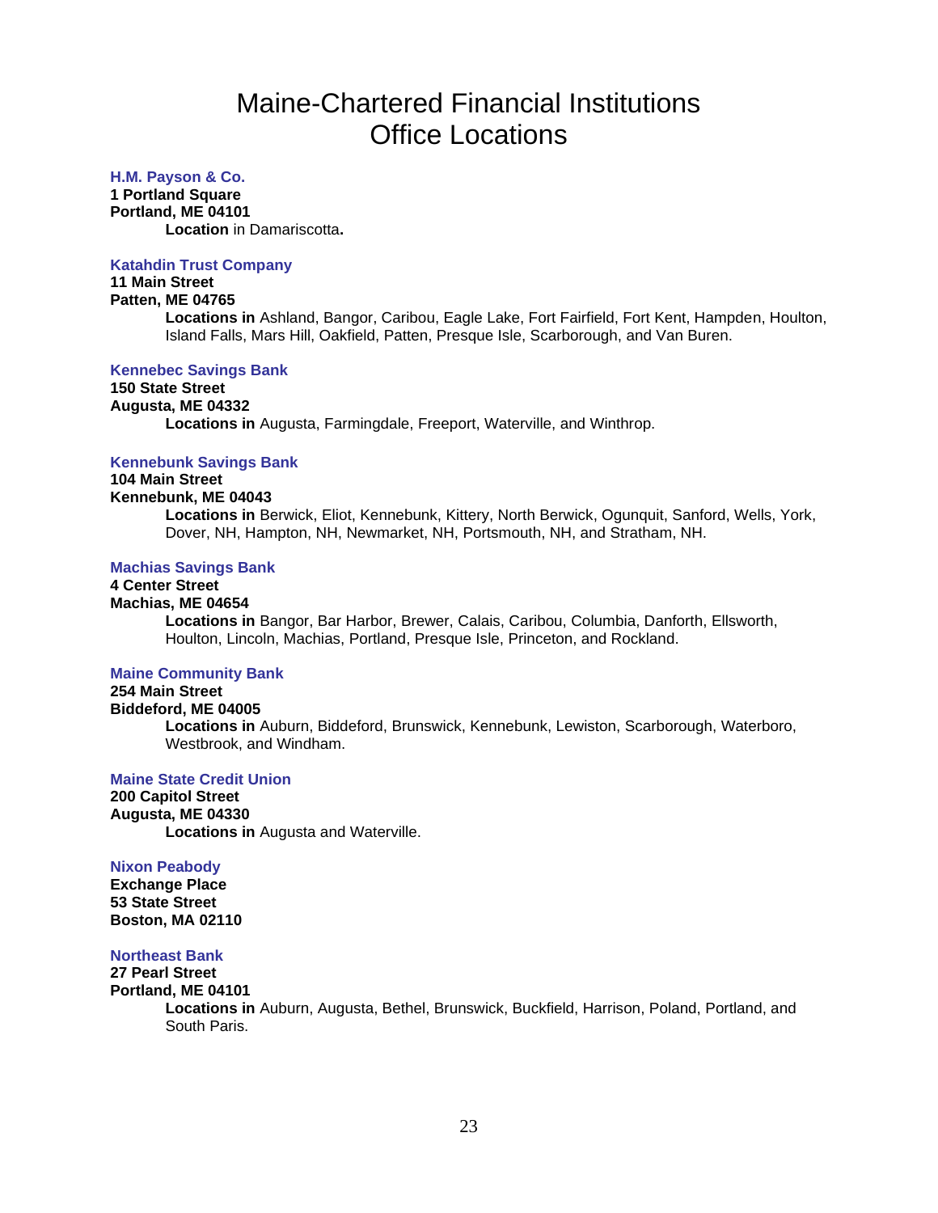# Maine-Chartered Financial Institutions
# Office Locations

**H.M. Payson & Co.**
**1 Portland Square**
**Portland, ME 04101**
> **Location** in Damariscotta**.**

**Katahdin Trust Company**
**11 Main Street**
**Patten, ME 04765**
> **Locations in** Ashland, Bangor, Caribou, Eagle Lake, Fort Fairfield, Fort Kent, Hampden, Houlton, Island Falls, Mars Hill, Oakfield, Patten, Presque Isle, Scarborough, and Van Buren.

**Kennebec Savings Bank**
**150 State Street**
**Augusta, ME 04332**
> **Locations in** Augusta, Farmingdale, Freeport, Waterville, and Winthrop.

**Kennebunk Savings Bank**
**104 Main Street**
**Kennebunk, ME 04043**
> **Locations in** Berwick, Eliot, Kennebunk, Kittery, North Berwick, Ogunquit, Sanford, Wells, York, Dover, NH, Hampton, NH, Newmarket, NH, Portsmouth, NH, and Stratham, NH.

**Machias Savings Bank**
**4 Center Street**
**Machias, ME 04654**
> **Locations in** Bangor, Bar Harbor, Brewer, Calais, Caribou, Columbia, Danforth, Ellsworth, Houlton, Lincoln, Machias, Portland, Presque Isle, Princeton, and Rockland.

**Maine Community Bank**
**254 Main Street**
**Biddeford, ME 04005**
> **Locations in** Auburn, Biddeford, Brunswick, Kennebunk, Lewiston, Scarborough, Waterboro, Westbrook, and Windham.

**Maine State Credit Union**
**200 Capitol Street**
**Augusta, ME 04330**
> **Locations in** Augusta and Waterville.

**Nixon Peabody**
**Exchange Place**
**53 State Street**
**Boston, MA 02110**

**Northeast Bank**
**27 Pearl Street**
**Portland, ME 04101**
> **Locations in** Auburn, Augusta, Bethel, Brunswick, Buckfield, Harrison, Poland, Portland, and South Paris.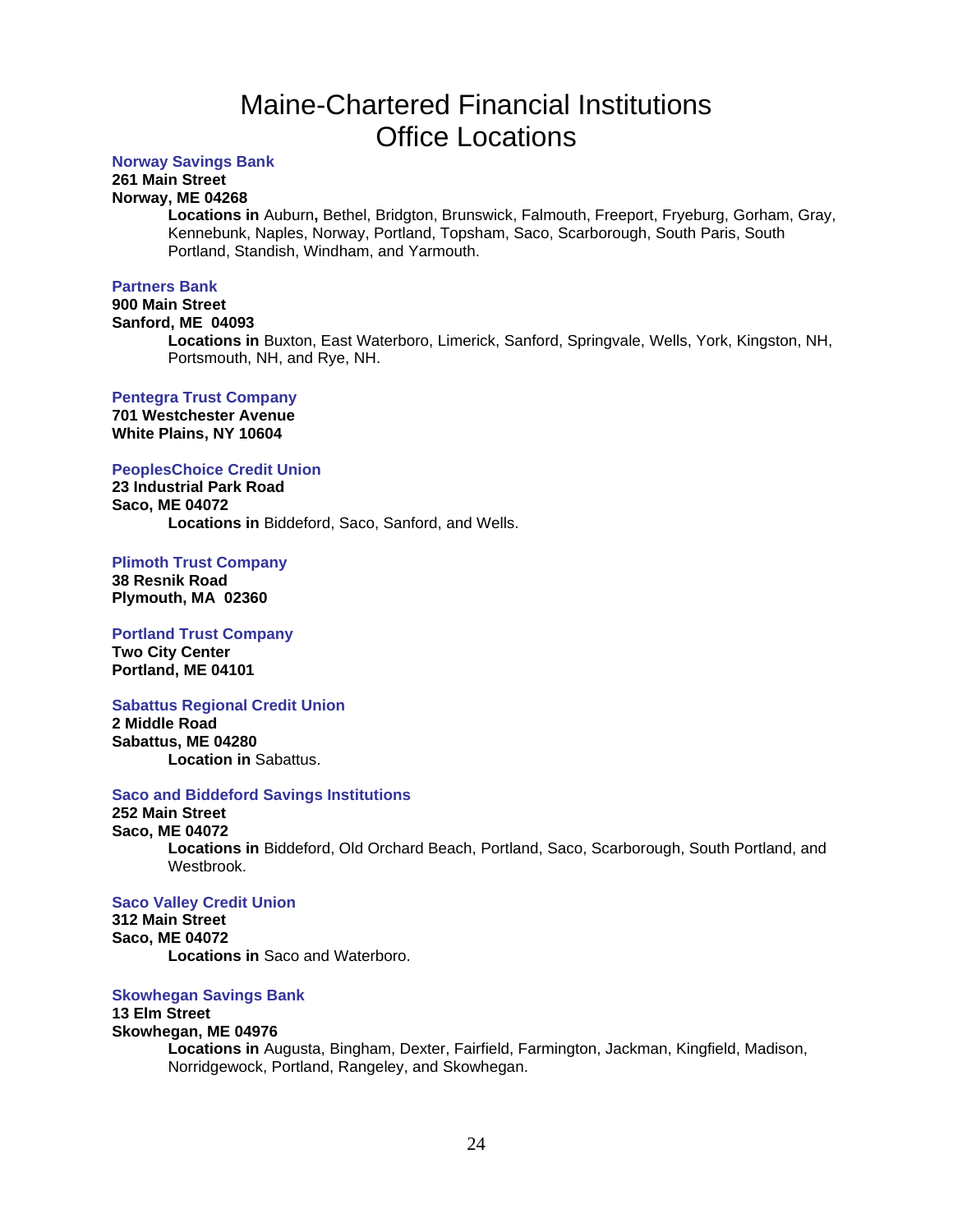# Maine-Chartered Financial Institutions Office Locations

**Norway Savings Bank**
**261 Main Street**
**Norway, ME 04268**

**Locations in** Auburn**,** Bethel, Bridgton, Brunswick, Falmouth, Freeport, Fryeburg, Gorham, Gray, Kennebunk, Naples, Norway, Portland, Topsham, Saco, Scarborough, South Paris, South Portland, Standish, Windham, and Yarmouth.

**Partners Bank**
**900 Main Street**
**Sanford, ME 04093**

**Locations in** Buxton, East Waterboro, Limerick, Sanford, Springvale, Wells, York, Kingston, NH, Portsmouth, NH, and Rye, NH.

**Pentegra Trust Company**
**701 Westchester Avenue**
**White Plains, NY 10604**

**PeoplesChoice Credit Union**
**23 Industrial Park Road**
**Saco, ME 04072**

**Locations in** Biddeford, Saco, Sanford, and Wells.

**Plimoth Trust Company**
**38 Resnik Road**
**Plymouth, MA 02360**

**Portland Trust Company**
**Two City Center**
**Portland, ME 04101**

**Sabattus Regional Credit Union**
**2 Middle Road**
**Sabattus, ME 04280**

**Location in** Sabattus.

**Saco and Biddeford Savings Institutions**
**252 Main Street**
**Saco, ME 04072**

**Locations in** Biddeford, Old Orchard Beach, Portland, Saco, Scarborough, South Portland, and Westbrook.

**Saco Valley Credit Union**
**312 Main Street**
**Saco, ME 04072**

**Locations in** Saco and Waterboro.

**Skowhegan Savings Bank**
**13 Elm Street**
**Skowhegan, ME 04976**

**Locations in** Augusta, Bingham, Dexter, Fairfield, Farmington, Jackman, Kingfield, Madison, Norridgewock, Portland, Rangeley, and Skowhegan.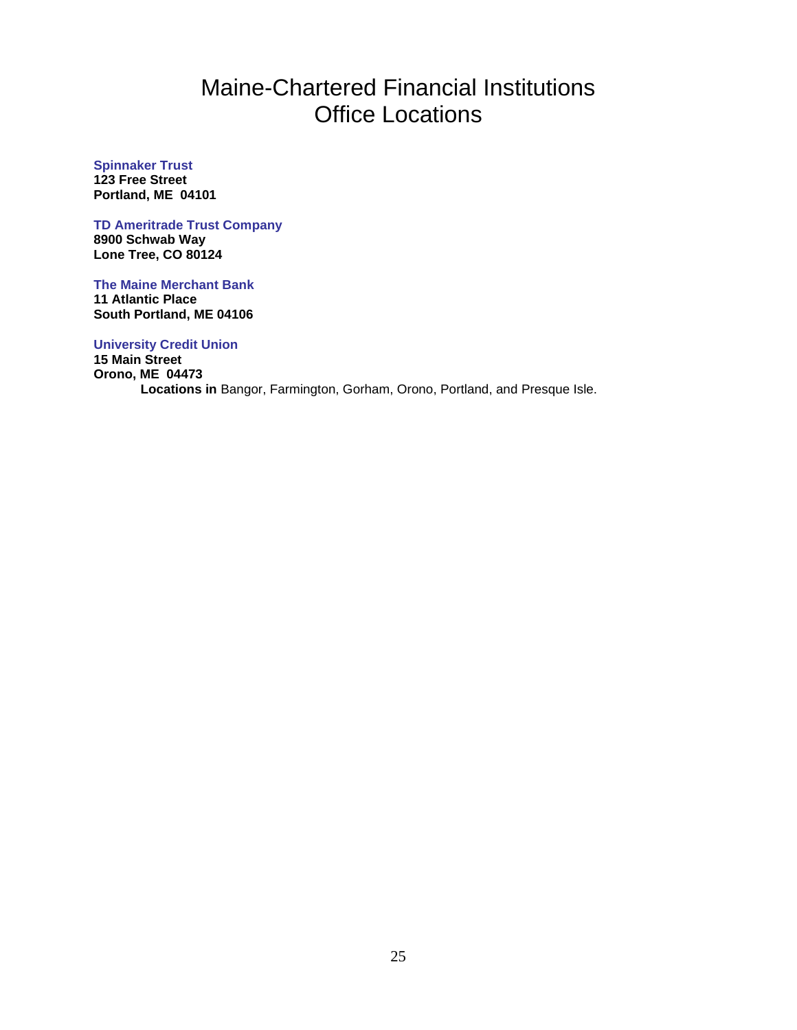# Maine-Chartered Financial Institutions
# Office Locations

**Spinnaker Trust**
**123 Free Street**
**Portland, ME 04101**

**TD Ameritrade Trust Company**
**8900 Schwab Way**
**Lone Tree, CO 80124**

**The Maine Merchant Bank**
**11 Atlantic Place**
**South Portland, ME 04106**

**University Credit Union**
**15 Main Street**
**Orono, ME 04473**

**Locations in** Bangor, Farmington, Gorham, Orono, Portland, and Presque Isle.